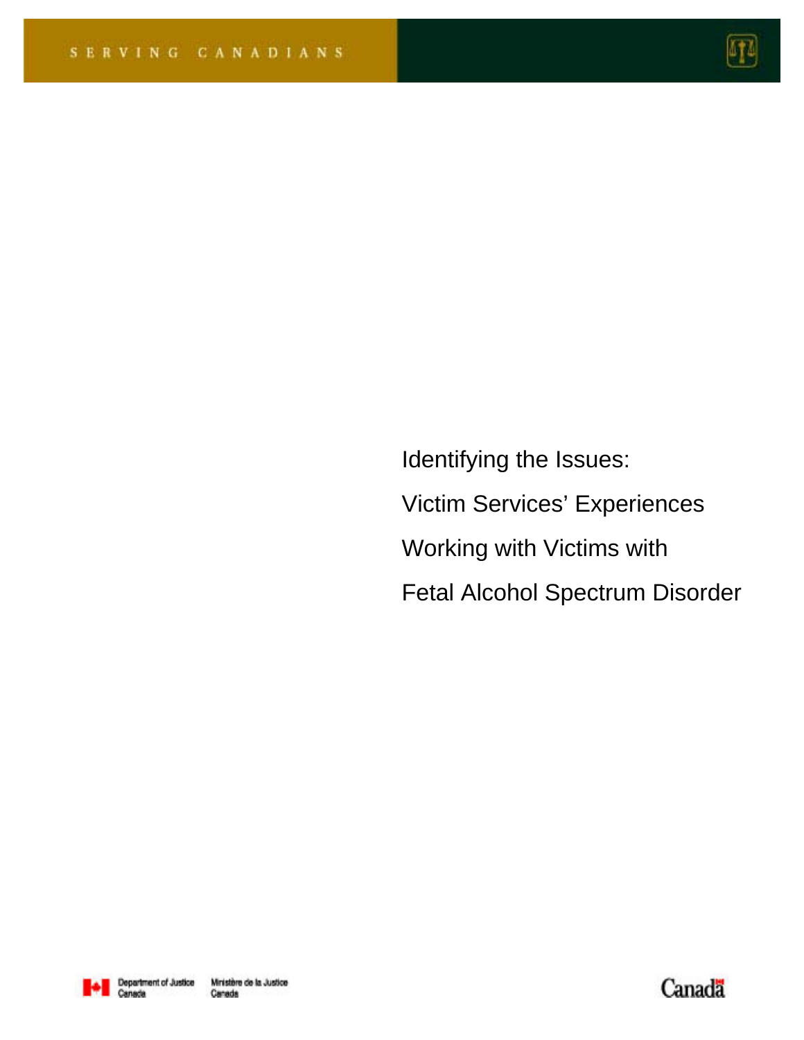SERVING CANADIANS

# Identifying the Issues:

# Victim Services' Experiences Working with Victims with Fetal Alcohol Spectrum Disorder

Department of Justice Canada | Ministère de la Justice Canada

Canada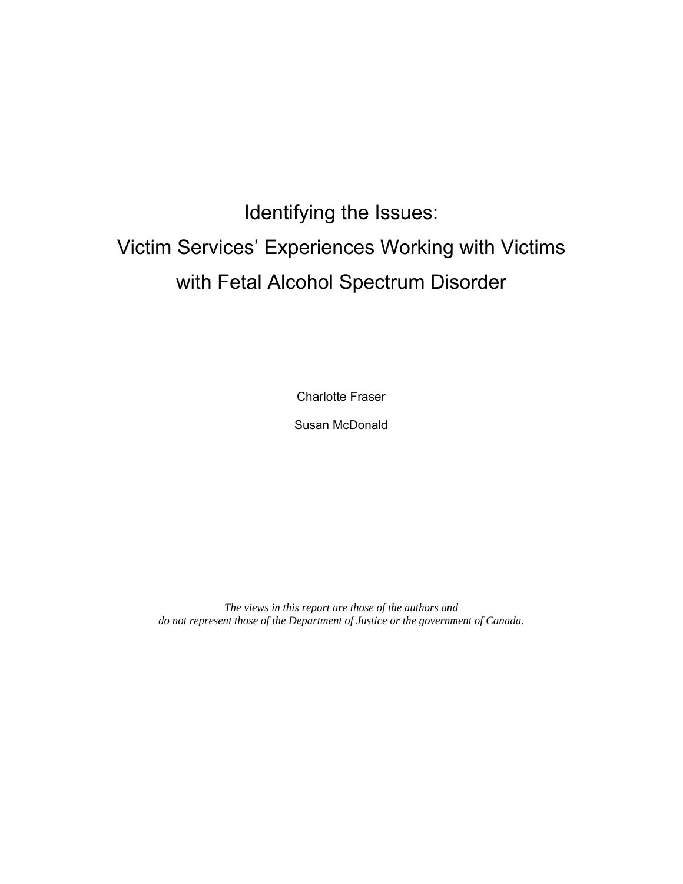# Identifying the Issues:
# Victim Services' Experiences Working with Victims with Fetal Alcohol Spectrum Disorder

Charlotte Fraser

Susan McDonald

*The views in this report are those of the authors and do not represent those of the Department of Justice or the government of Canada.*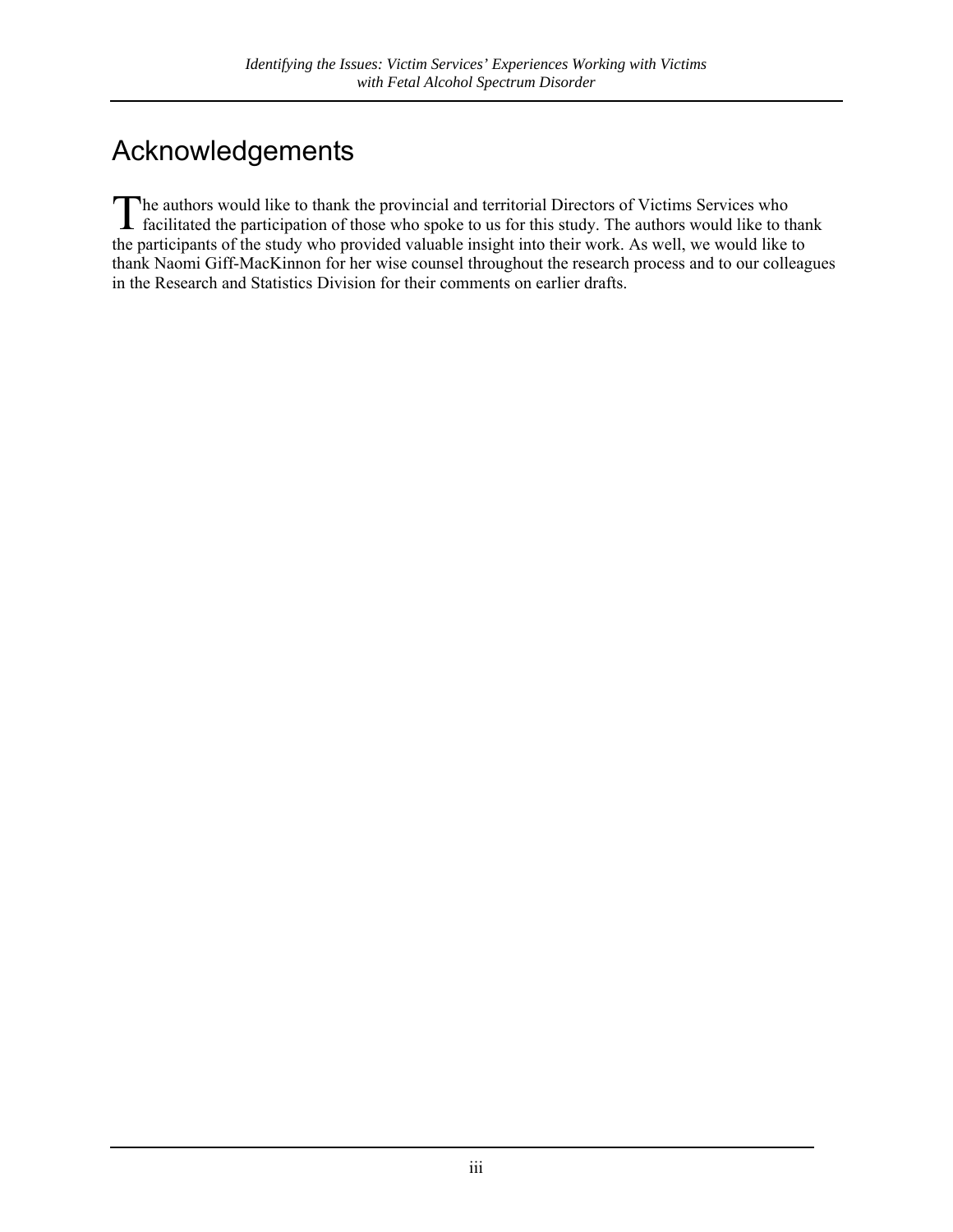# Acknowledgements

The authors would like to thank the provincial and territorial Directors of Victims Services who facilitated the participation of those who spoke to us for this study. The authors would like to thank the participants of the study who provided valuable insight into their work. As well, we would like to thank Naomi Giff-MacKinnon for her wise counsel throughout the research process and to our colleagues in the Research and Statistics Division for their comments on earlier drafts.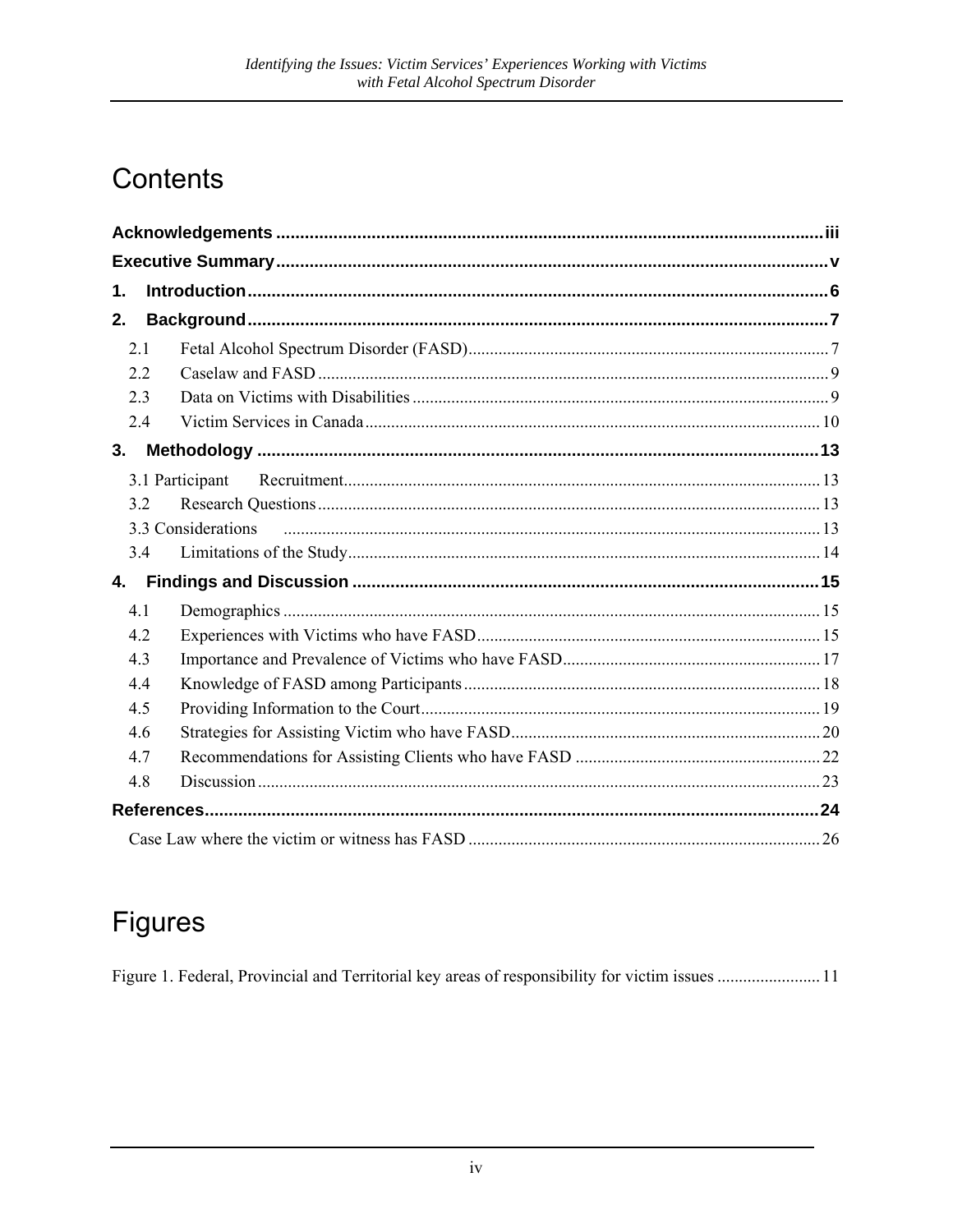# Contents

**Acknowledgements** .......... iii

**Executive Summary** .......... v

**1. Introduction** .......... 6

**2. Background** .......... 7

- 2.1 Fetal Alcohol Spectrum Disorder (FASD) .......... 7
- 2.2 Caselaw and FASD .......... 9
- 2.3 Data on Victims with Disabilities .......... 9
- 2.4 Victim Services in Canada .......... 10

**3. Methodology** .......... 13

- 3.1 Participant Recruitment .......... 13
- 3.2 Research Questions .......... 13
- 3.3 Considerations .......... 13
- 3.4 Limitations of the Study .......... 14

**4. Findings and Discussion** .......... 15

- 4.1 Demographics .......... 15
- 4.2 Experiences with Victims who have FASD .......... 15
- 4.3 Importance and Prevalence of Victims who have FASD .......... 17
- 4.4 Knowledge of FASD among Participants .......... 18
- 4.5 Providing Information to the Court .......... 19
- 4.6 Strategies for Assisting Victim who have FASD .......... 20
- 4.7 Recommendations for Assisting Clients who have FASD .......... 22
- 4.8 Discussion .......... 23

**References** .......... 24

- Case Law where the victim or witness has FASD .......... 26

# Figures

Figure 1. Federal, Provincial and Territorial key areas of responsibility for victim issues .......... 11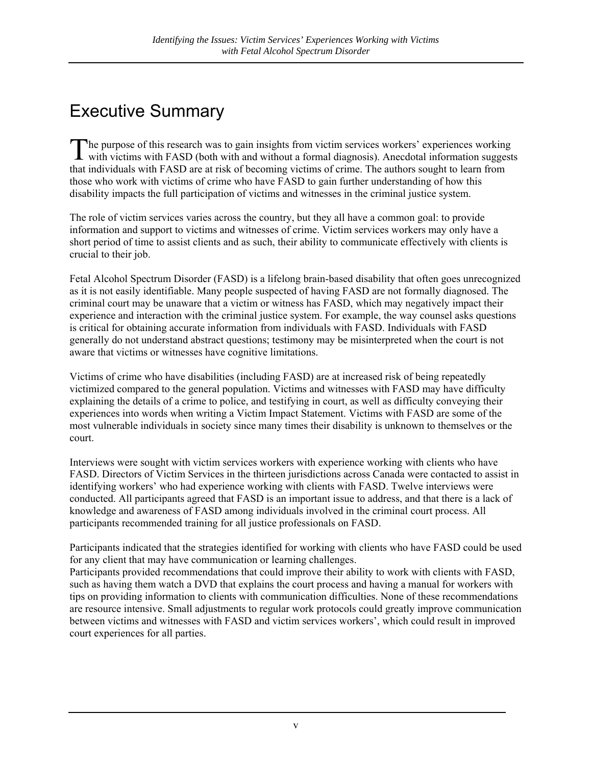# Executive Summary

The purpose of this research was to gain insights from victim services workers' experiences working with victims with FASD (both with and without a formal diagnosis). Anecdotal information suggests that individuals with FASD are at risk of becoming victims of crime. The authors sought to learn from those who work with victims of crime who have FASD to gain further understanding of how this disability impacts the full participation of victims and witnesses in the criminal justice system.

The role of victim services varies across the country, but they all have a common goal: to provide information and support to victims and witnesses of crime. Victim services workers may only have a short period of time to assist clients and as such, their ability to communicate effectively with clients is crucial to their job.

Fetal Alcohol Spectrum Disorder (FASD) is a lifelong brain-based disability that often goes unrecognized as it is not easily identifiable. Many people suspected of having FASD are not formally diagnosed. The criminal court may be unaware that a victim or witness has FASD, which may negatively impact their experience and interaction with the criminal justice system. For example, the way counsel asks questions is critical for obtaining accurate information from individuals with FASD. Individuals with FASD generally do not understand abstract questions; testimony may be misinterpreted when the court is not aware that victims or witnesses have cognitive limitations.

Victims of crime who have disabilities (including FASD) are at increased risk of being repeatedly victimized compared to the general population. Victims and witnesses with FASD may have difficulty explaining the details of a crime to police, and testifying in court, as well as difficulty conveying their experiences into words when writing a Victim Impact Statement. Victims with FASD are some of the most vulnerable individuals in society since many times their disability is unknown to themselves or the court.

Interviews were sought with victim services workers with experience working with clients who have FASD. Directors of Victim Services in the thirteen jurisdictions across Canada were contacted to assist in identifying workers' who had experience working with clients with FASD. Twelve interviews were conducted. All participants agreed that FASD is an important issue to address, and that there is a lack of knowledge and awareness of FASD among individuals involved in the criminal court process. All participants recommended training for all justice professionals on FASD.

Participants indicated that the strategies identified for working with clients who have FASD could be used for any client that may have communication or learning challenges.

Participants provided recommendations that could improve their ability to work with clients with FASD, such as having them watch a DVD that explains the court process and having a manual for workers with tips on providing information to clients with communication difficulties. None of these recommendations are resource intensive. Small adjustments to regular work protocols could greatly improve communication between victims and witnesses with FASD and victim services workers', which could result in improved court experiences for all parties.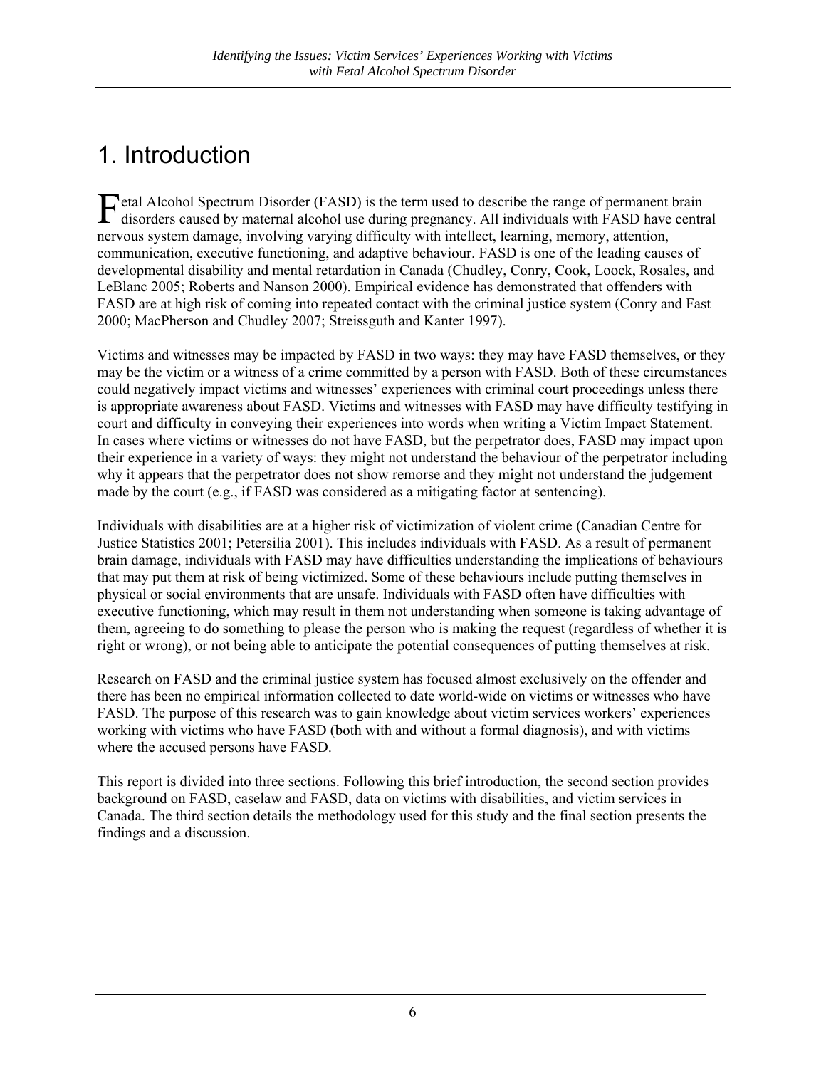# 1. Introduction

Fetal Alcohol Spectrum Disorder (FASD) is the term used to describe the range of permanent brain disorders caused by maternal alcohol use during pregnancy. All individuals with FASD have central nervous system damage, involving varying difficulty with intellect, learning, memory, attention, communication, executive functioning, and adaptive behaviour. FASD is one of the leading causes of developmental disability and mental retardation in Canada (Chudley, Conry, Cook, Loock, Rosales, and LeBlanc 2005; Roberts and Nanson 2000). Empirical evidence has demonstrated that offenders with FASD are at high risk of coming into repeated contact with the criminal justice system (Conry and Fast 2000; MacPherson and Chudley 2007; Streissguth and Kanter 1997).

Victims and witnesses may be impacted by FASD in two ways: they may have FASD themselves, or they may be the victim or a witness of a crime committed by a person with FASD. Both of these circumstances could negatively impact victims and witnesses' experiences with criminal court proceedings unless there is appropriate awareness about FASD. Victims and witnesses with FASD may have difficulty testifying in court and difficulty in conveying their experiences into words when writing a Victim Impact Statement. In cases where victims or witnesses do not have FASD, but the perpetrator does, FASD may impact upon their experience in a variety of ways: they might not understand the behaviour of the perpetrator including why it appears that the perpetrator does not show remorse and they might not understand the judgement made by the court (e.g., if FASD was considered as a mitigating factor at sentencing).

Individuals with disabilities are at a higher risk of victimization of violent crime (Canadian Centre for Justice Statistics 2001; Petersilia 2001). This includes individuals with FASD. As a result of permanent brain damage, individuals with FASD may have difficulties understanding the implications of behaviours that may put them at risk of being victimized. Some of these behaviours include putting themselves in physical or social environments that are unsafe. Individuals with FASD often have difficulties with executive functioning, which may result in them not understanding when someone is taking advantage of them, agreeing to do something to please the person who is making the request (regardless of whether it is right or wrong), or not being able to anticipate the potential consequences of putting themselves at risk.

Research on FASD and the criminal justice system has focused almost exclusively on the offender and there has been no empirical information collected to date world-wide on victims or witnesses who have FASD. The purpose of this research was to gain knowledge about victim services workers' experiences working with victims who have FASD (both with and without a formal diagnosis), and with victims where the accused persons have FASD.

This report is divided into three sections. Following this brief introduction, the second section provides background on FASD, caselaw and FASD, data on victims with disabilities, and victim services in Canada. The third section details the methodology used for this study and the final section presents the findings and a discussion.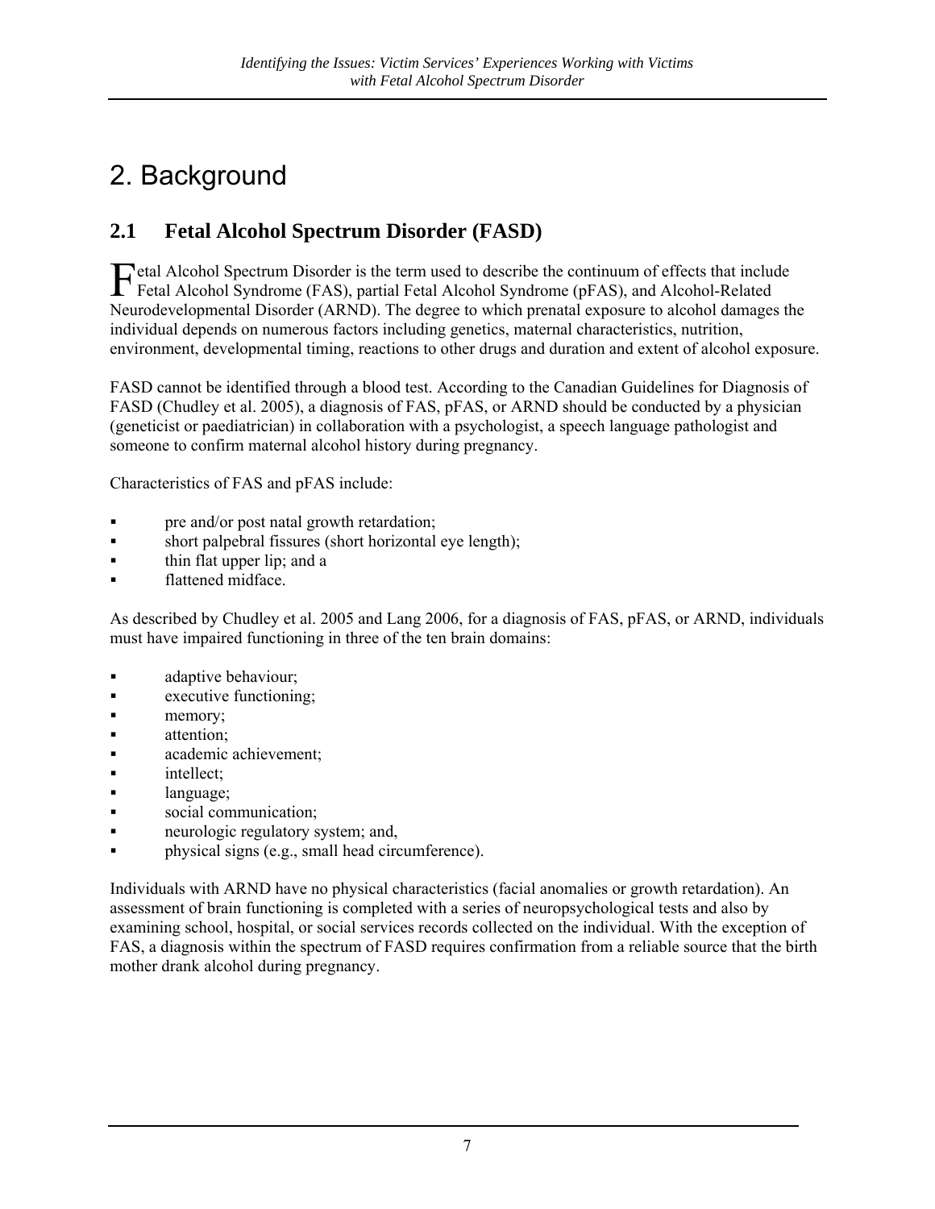# 2. Background

## 2.1 Fetal Alcohol Spectrum Disorder (FASD)

Fetal Alcohol Spectrum Disorder is the term used to describe the continuum of effects that include Fetal Alcohol Syndrome (FAS), partial Fetal Alcohol Syndrome (pFAS), and Alcohol-Related Neurodevelopmental Disorder (ARND). The degree to which prenatal exposure to alcohol damages the individual depends on numerous factors including genetics, maternal characteristics, nutrition, environment, developmental timing, reactions to other drugs and duration and extent of alcohol exposure.

FASD cannot be identified through a blood test. According to the Canadian Guidelines for Diagnosis of FASD (Chudley et al. 2005), a diagnosis of FAS, pFAS, or ARND should be conducted by a physician (geneticist or paediatrician) in collaboration with a psychologist, a speech language pathologist and someone to confirm maternal alcohol history during pregnancy.

Characteristics of FAS and pFAS include:

- pre and/or post natal growth retardation;
- short palpebral fissures (short horizontal eye length);
- thin flat upper lip; and a
- flattened midface.

As described by Chudley et al. 2005 and Lang 2006, for a diagnosis of FAS, pFAS, or ARND, individuals must have impaired functioning in three of the ten brain domains:

- adaptive behaviour;
- executive functioning;
- memory;
- attention;
- academic achievement;
- intellect;
- language;
- social communication;
- neurologic regulatory system; and,
- physical signs (e.g., small head circumference).

Individuals with ARND have no physical characteristics (facial anomalies or growth retardation). An assessment of brain functioning is completed with a series of neuropsychological tests and also by examining school, hospital, or social services records collected on the individual. With the exception of FAS, a diagnosis within the spectrum of FASD requires confirmation from a reliable source that the birth mother drank alcohol during pregnancy.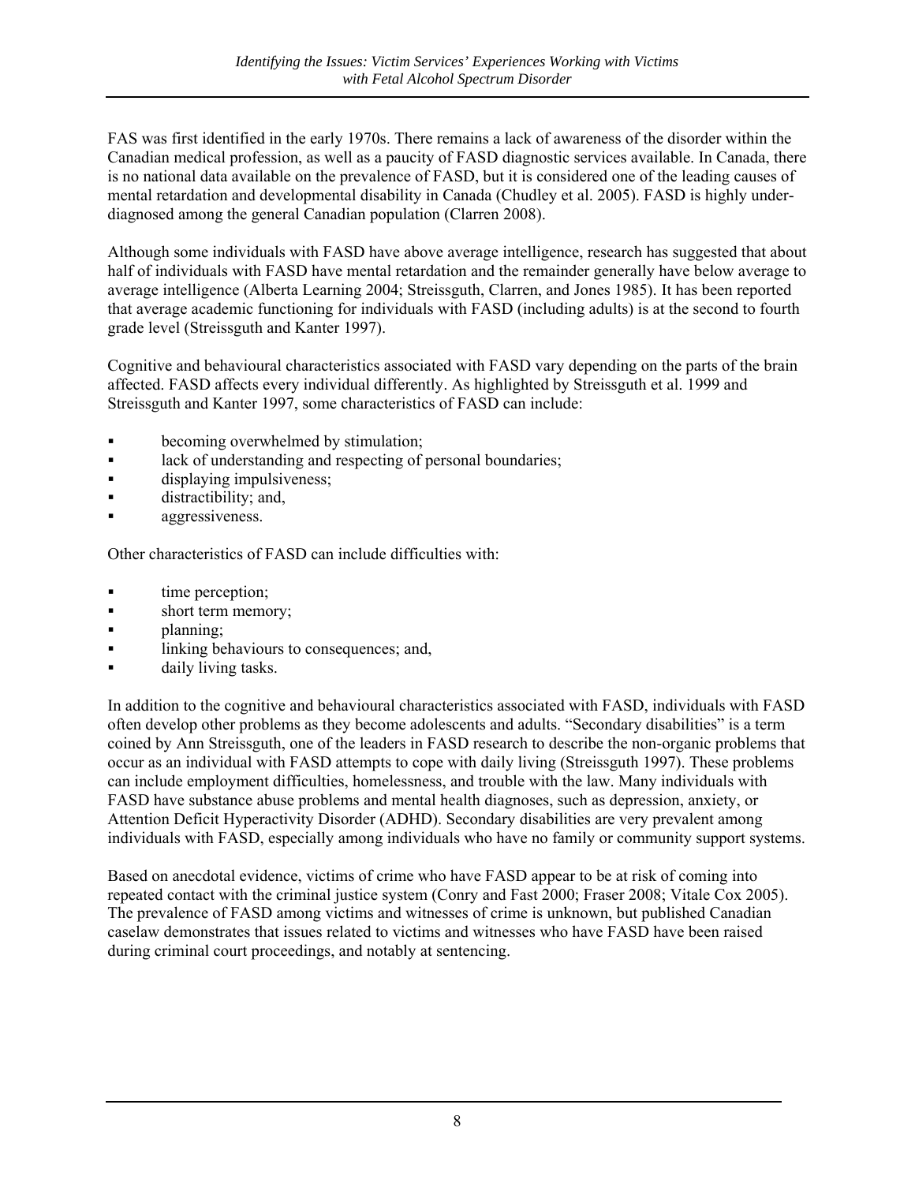FAS was first identified in the early 1970s. There remains a lack of awareness of the disorder within the Canadian medical profession, as well as a paucity of FASD diagnostic services available. In Canada, there is no national data available on the prevalence of FASD, but it is considered one of the leading causes of mental retardation and developmental disability in Canada (Chudley et al. 2005). FASD is highly under-diagnosed among the general Canadian population (Clarren 2008).

Although some individuals with FASD have above average intelligence, research has suggested that about half of individuals with FASD have mental retardation and the remainder generally have below average to average intelligence (Alberta Learning 2004; Streissguth, Clarren, and Jones 1985). It has been reported that average academic functioning for individuals with FASD (including adults) is at the second to fourth grade level (Streissguth and Kanter 1997).

Cognitive and behavioural characteristics associated with FASD vary depending on the parts of the brain affected. FASD affects every individual differently. As highlighted by Streissguth et al. 1999 and Streissguth and Kanter 1997, some characteristics of FASD can include:

- becoming overwhelmed by stimulation;
- lack of understanding and respecting of personal boundaries;
- displaying impulsiveness;
- distractibility; and,
- aggressiveness.

Other characteristics of FASD can include difficulties with:

- time perception;
- short term memory;
- planning;
- linking behaviours to consequences; and,
- daily living tasks.

In addition to the cognitive and behavioural characteristics associated with FASD, individuals with FASD often develop other problems as they become adolescents and adults. "Secondary disabilities" is a term coined by Ann Streissguth, one of the leaders in FASD research to describe the non-organic problems that occur as an individual with FASD attempts to cope with daily living (Streissguth 1997). These problems can include employment difficulties, homelessness, and trouble with the law. Many individuals with FASD have substance abuse problems and mental health diagnoses, such as depression, anxiety, or Attention Deficit Hyperactivity Disorder (ADHD). Secondary disabilities are very prevalent among individuals with FASD, especially among individuals who have no family or community support systems.

Based on anecdotal evidence, victims of crime who have FASD appear to be at risk of coming into repeated contact with the criminal justice system (Conry and Fast 2000; Fraser 2008; Vitale Cox 2005). The prevalence of FASD among victims and witnesses of crime is unknown, but published Canadian caselaw demonstrates that issues related to victims and witnesses who have FASD have been raised during criminal court proceedings, and notably at sentencing.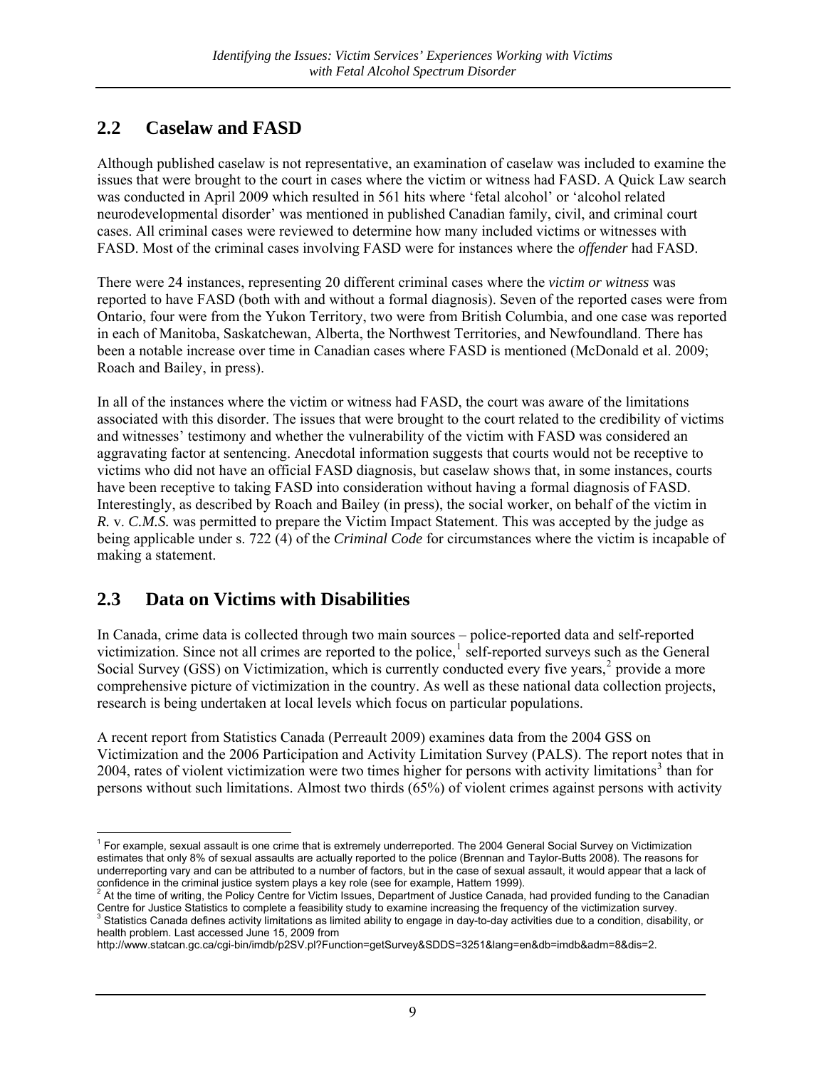## 2.2 Caselaw and FASD

Although published caselaw is not representative, an examination of caselaw was included to examine the issues that were brought to the court in cases where the victim or witness had FASD. A Quick Law search was conducted in April 2009 which resulted in 561 hits where 'fetal alcohol' or 'alcohol related neurodevelopmental disorder' was mentioned in published Canadian family, civil, and criminal court cases. All criminal cases were reviewed to determine how many included victims or witnesses with FASD. Most of the criminal cases involving FASD were for instances where the *offender* had FASD.

There were 24 instances, representing 20 different criminal cases where the *victim or witness* was reported to have FASD (both with and without a formal diagnosis). Seven of the reported cases were from Ontario, four were from the Yukon Territory, two were from British Columbia, and one case was reported in each of Manitoba, Saskatchewan, Alberta, the Northwest Territories, and Newfoundland. There has been a notable increase over time in Canadian cases where FASD is mentioned (McDonald et al. 2009; Roach and Bailey, in press).

In all of the instances where the victim or witness had FASD, the court was aware of the limitations associated with this disorder. The issues that were brought to the court related to the credibility of victims and witnesses' testimony and whether the vulnerability of the victim with FASD was considered an aggravating factor at sentencing. Anecdotal information suggests that courts would not be receptive to victims who did not have an official FASD diagnosis, but caselaw shows that, in some instances, courts have been receptive to taking FASD into consideration without having a formal diagnosis of FASD. Interestingly, as described by Roach and Bailey (in press), the social worker, on behalf of the victim in *R.* v. *C.M.S.* was permitted to prepare the Victim Impact Statement. This was accepted by the judge as being applicable under s. 722 (4) of the *Criminal Code* for circumstances where the victim is incapable of making a statement.

## 2.3 Data on Victims with Disabilities

In Canada, crime data is collected through two main sources – police-reported data and self-reported victimization. Since not all crimes are reported to the police,[1] self-reported surveys such as the General Social Survey (GSS) on Victimization, which is currently conducted every five years,[2] provide a more comprehensive picture of victimization in the country. As well as these national data collection projects, research is being undertaken at local levels which focus on particular populations.

A recent report from Statistics Canada (Perreault 2009) examines data from the 2004 GSS on Victimization and the 2006 Participation and Activity Limitation Survey (PALS). The report notes that in 2004, rates of violent victimization were two times higher for persons with activity limitations[3] than for persons without such limitations. Almost two thirds (65%) of violent crimes against persons with activity

---

[1] For example, sexual assault is one crime that is extremely underreported. The 2004 General Social Survey on Victimization estimates that only 8% of sexual assaults are actually reported to the police (Brennan and Taylor-Butts 2008). The reasons for underreporting vary and can be attributed to a number of factors, but in the case of sexual assault, it would appear that a lack of confidence in the criminal justice system plays a key role (see for example, Hattem 1999).

[2] At the time of writing, the Policy Centre for Victim Issues, Department of Justice Canada, had provided funding to the Canadian Centre for Justice Statistics to complete a feasibility study to examine increasing the frequency of the victimization survey.

[3] Statistics Canada defines activity limitations as limited ability to engage in day-to-day activities due to a condition, disability, or health problem. Last accessed June 15, 2009 from http://www.statcan.gc.ca/cgi-bin/imdb/p2SV.pl?Function=getSurvey&SDDS=3251&lang=en&db=imdb&adm=8&dis=2.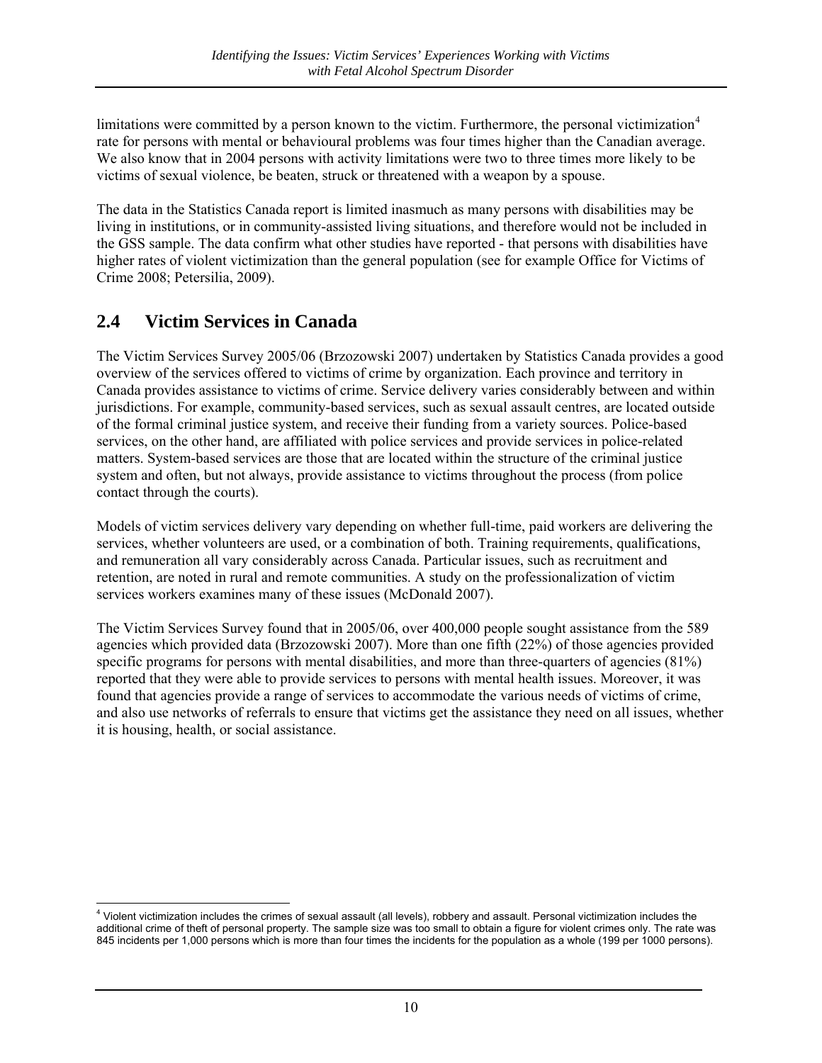limitations were committed by a person known to the victim. Furthermore, the personal victimization[4] rate for persons with mental or behavioural problems was four times higher than the Canadian average. We also know that in 2004 persons with activity limitations were two to three times more likely to be victims of sexual violence, be beaten, struck or threatened with a weapon by a spouse.

The data in the Statistics Canada report is limited inasmuch as many persons with disabilities may be living in institutions, or in community-assisted living situations, and therefore would not be included in the GSS sample. The data confirm what other studies have reported - that persons with disabilities have higher rates of violent victimization than the general population (see for example Office for Victims of Crime 2008; Petersilia, 2009).

## 2.4 Victim Services in Canada

The Victim Services Survey 2005/06 (Brzozowski 2007) undertaken by Statistics Canada provides a good overview of the services offered to victims of crime by organization. Each province and territory in Canada provides assistance to victims of crime. Service delivery varies considerably between and within jurisdictions. For example, community-based services, such as sexual assault centres, are located outside of the formal criminal justice system, and receive their funding from a variety sources. Police-based services, on the other hand, are affiliated with police services and provide services in police-related matters. System-based services are those that are located within the structure of the criminal justice system and often, but not always, provide assistance to victims throughout the process (from police contact through the courts).

Models of victim services delivery vary depending on whether full-time, paid workers are delivering the services, whether volunteers are used, or a combination of both. Training requirements, qualifications, and remuneration all vary considerably across Canada. Particular issues, such as recruitment and retention, are noted in rural and remote communities. A study on the professionalization of victim services workers examines many of these issues (McDonald 2007).

The Victim Services Survey found that in 2005/06, over 400,000 people sought assistance from the 589 agencies which provided data (Brzozowski 2007). More than one fifth (22%) of those agencies provided specific programs for persons with mental disabilities, and more than three-quarters of agencies (81%) reported that they were able to provide services to persons with mental health issues. Moreover, it was found that agencies provide a range of services to accommodate the various needs of victims of crime, and also use networks of referrals to ensure that victims get the assistance they need on all issues, whether it is housing, health, or social assistance.

---

[4] Violent victimization includes the crimes of sexual assault (all levels), robbery and assault. Personal victimization includes the additional crime of theft of personal property. The sample size was too small to obtain a figure for violent crimes only. The rate was 845 incidents per 1,000 persons which is more than four times the incidents for the population as a whole (199 per 1000 persons).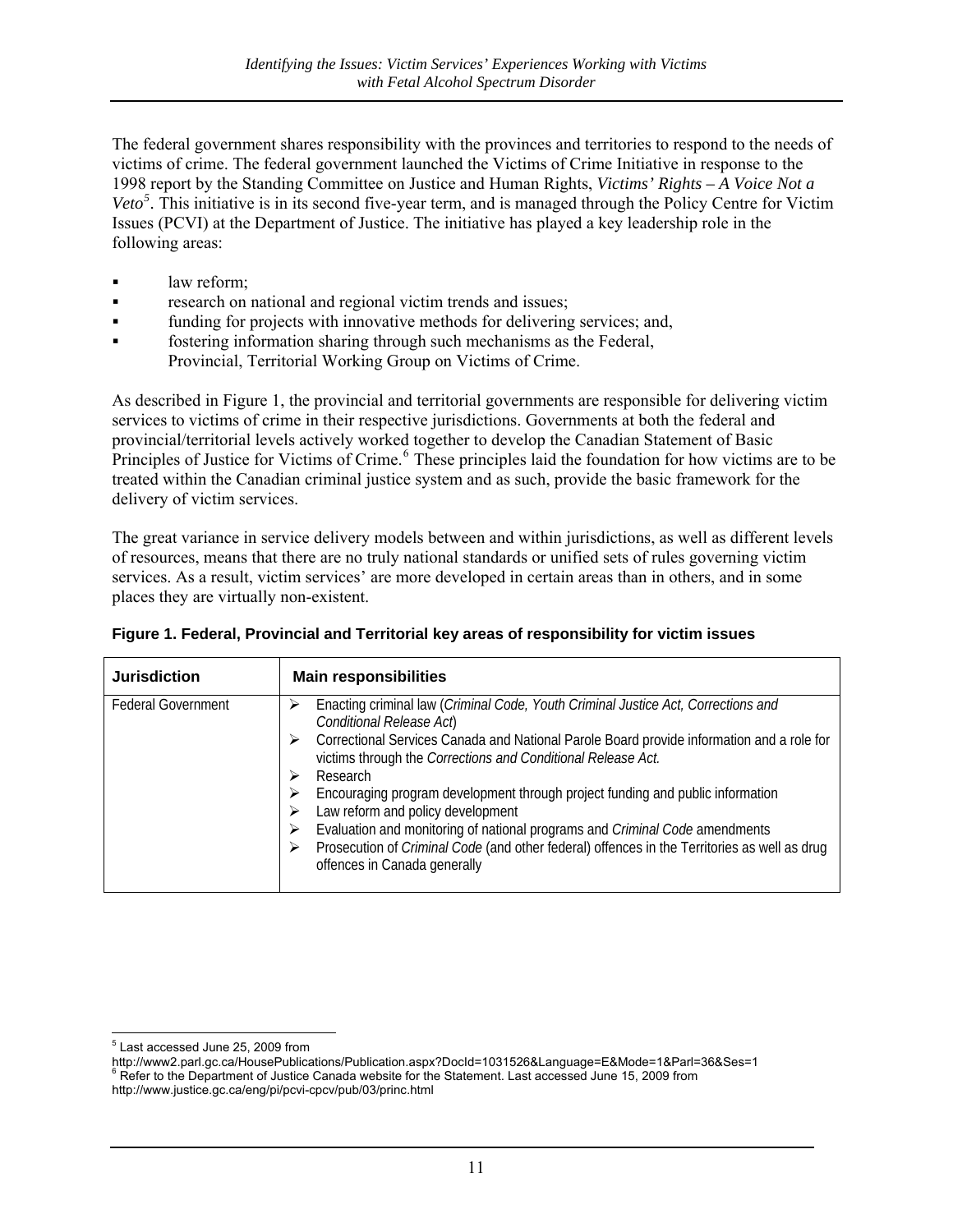The federal government shares responsibility with the provinces and territories to respond to the needs of victims of crime. The federal government launched the Victims of Crime Initiative in response to the 1998 report by the Standing Committee on Justice and Human Rights, *Victims' Rights – A Voice Not a Veto*[5]. This initiative is in its second five-year term, and is managed through the Policy Centre for Victim Issues (PCVI) at the Department of Justice. The initiative has played a key leadership role in the following areas:

- law reform;
- research on national and regional victim trends and issues;
- funding for projects with innovative methods for delivering services; and,
- fostering information sharing through such mechanisms as the Federal, Provincial, Territorial Working Group on Victims of Crime.

As described in Figure 1, the provincial and territorial governments are responsible for delivering victim services to victims of crime in their respective jurisdictions. Governments at both the federal and provincial/territorial levels actively worked together to develop the Canadian Statement of Basic Principles of Justice for Victims of Crime.[6] These principles laid the foundation for how victims are to be treated within the Canadian criminal justice system and as such, provide the basic framework for the delivery of victim services.

The great variance in service delivery models between and within jurisdictions, as well as different levels of resources, means that there are no truly national standards or unified sets of rules governing victim services. As a result, victim services' are more developed in certain areas than in others, and in some places they are virtually non-existent.

**Figure 1. Federal, Provincial and Territorial key areas of responsibility for victim issues**

| **Jurisdiction** | **Main responsibilities** |
| --- | --- |
| Federal Government | ➢ Enacting criminal law (*Criminal Code, Youth Criminal Justice Act, Corrections and Conditional Release Act*)<br>➢ Correctional Services Canada and National Parole Board provide information and a role for victims through the *Corrections and Conditional Release Act.*<br>➢ Research<br>➢ Encouraging program development through project funding and public information<br>➢ Law reform and policy development<br>➢ Evaluation and monitoring of national programs and *Criminal Code* amendments<br>➢ Prosecution of *Criminal Code* (and other federal) offences in the Territories as well as drug offences in Canada generally |

---

[5] Last accessed June 25, 2009 from http://www2.parl.gc.ca/HousePublications/Publication.aspx?DocId=1031526&Language=E&Mode=1&Parl=36&Ses=1

[6] Refer to the Department of Justice Canada website for the Statement. Last accessed June 15, 2009 from http://www.justice.gc.ca/eng/pi/pcvi-cpcv/pub/03/princ.html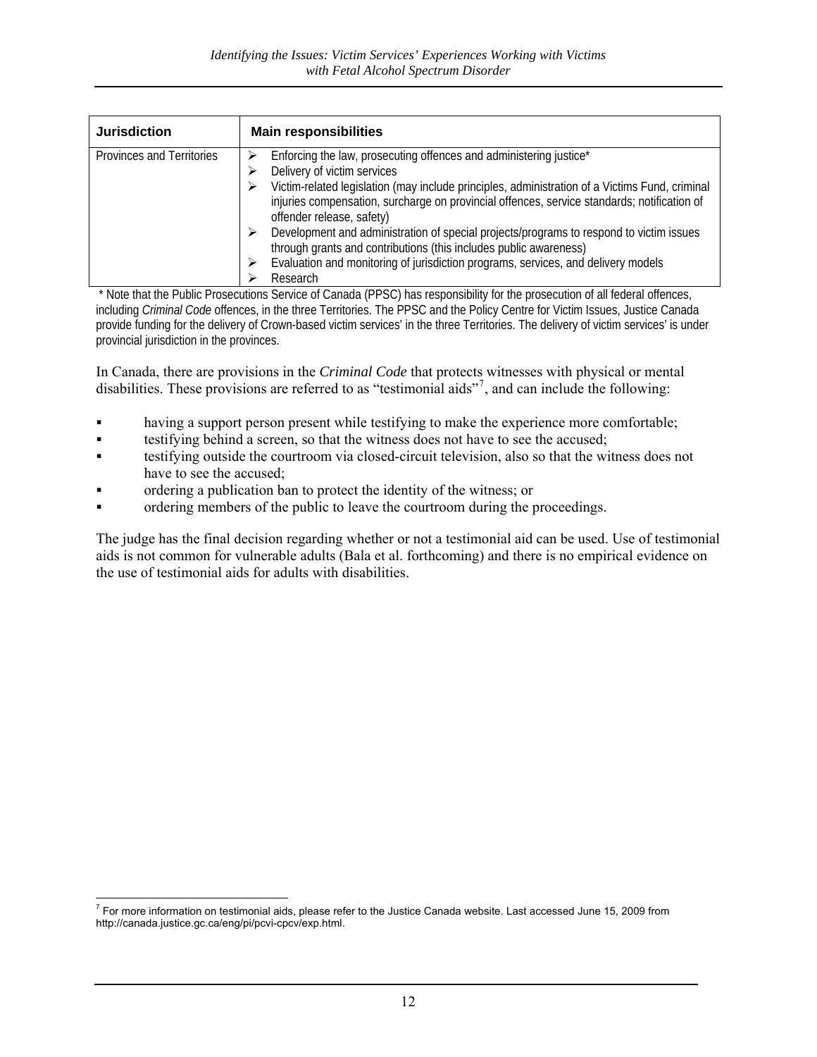| Jurisdiction | Main responsibilities |
| --- | --- |
| Provinces and Territories | ➢ Enforcing the law, prosecuting offences and administering justice*<br>➢ Delivery of victim services<br>➢ Victim-related legislation (may include principles, administration of a Victims Fund, criminal injuries compensation, surcharge on provincial offences, service standards; notification of offender release, safety)<br>➢ Development and administration of special projects/programs to respond to victim issues through grants and contributions (this includes public awareness)<br>➢ Evaluation and monitoring of jurisdiction programs, services, and delivery models<br>➢ Research |

* Note that the Public Prosecutions Service of Canada (PPSC) has responsibility for the prosecution of all federal offences, including *Criminal Code* offences, in the three Territories. The PPSC and the Policy Centre for Victim Issues, Justice Canada provide funding for the delivery of Crown-based victim services' in the three Territories. The delivery of victim services' is under provincial jurisdiction in the provinces.

In Canada, there are provisions in the *Criminal Code* that protects witnesses with physical or mental disabilities. These provisions are referred to as "testimonial aids"[7], and can include the following:

- having a support person present while testifying to make the experience more comfortable;
- testifying behind a screen, so that the witness does not have to see the accused;
- testifying outside the courtroom via closed-circuit television, also so that the witness does not have to see the accused;
- ordering a publication ban to protect the identity of the witness; or
- ordering members of the public to leave the courtroom during the proceedings.

The judge has the final decision regarding whether or not a testimonial aid can be used. Use of testimonial aids is not common for vulnerable adults (Bala et al. forthcoming) and there is no empirical evidence on the use of testimonial aids for adults with disabilities.

[7] For more information on testimonial aids, please refer to the Justice Canada website. Last accessed June 15, 2009 from http://canada.justice.gc.ca/eng/pi/pcvi-cpcv/exp.html.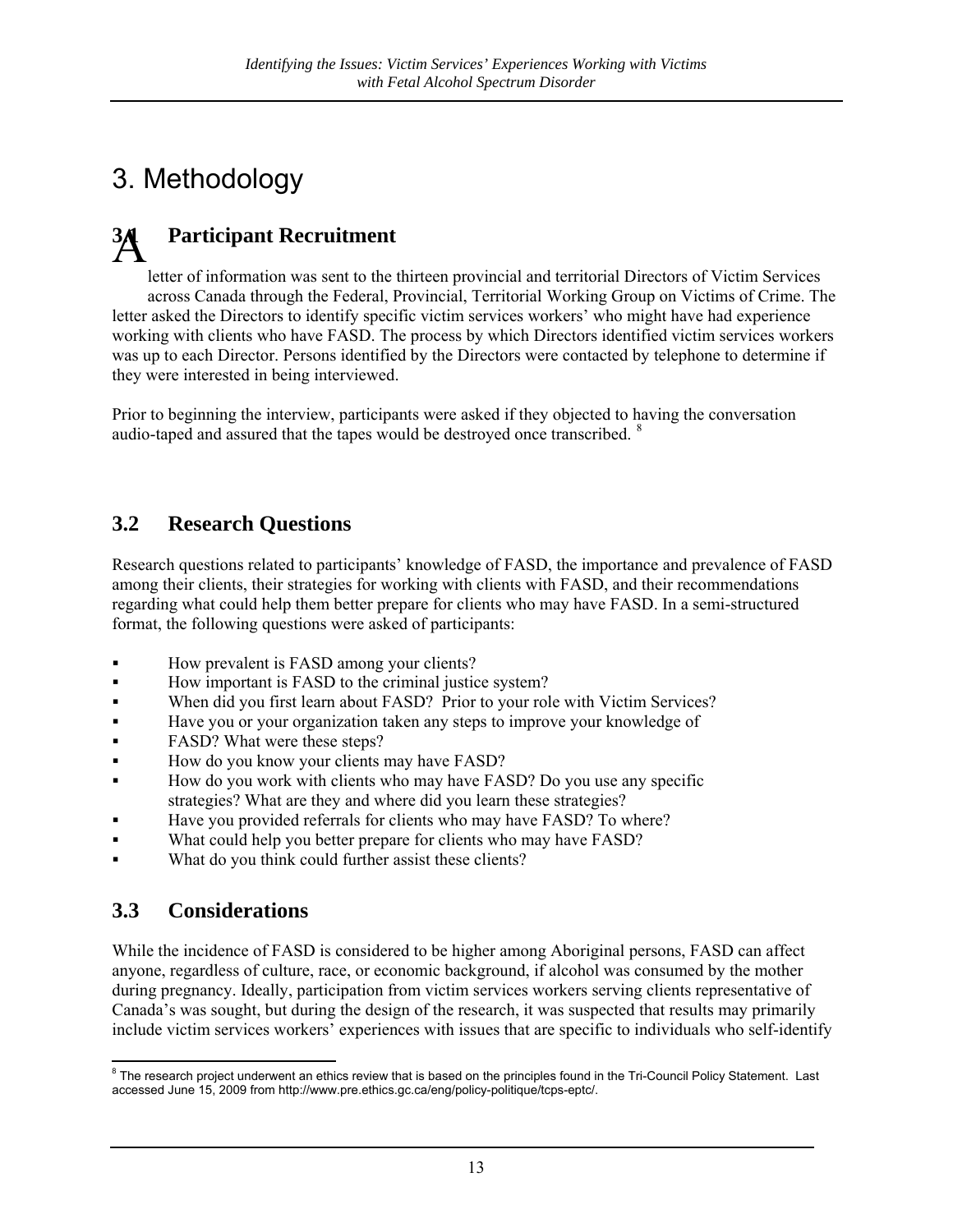# 3. Methodology

## 3.1 Participant Recruitment

A letter of information was sent to the thirteen provincial and territorial Directors of Victim Services across Canada through the Federal, Provincial, Territorial Working Group on Victims of Crime. The letter asked the Directors to identify specific victim services workers' who might have had experience working with clients who have FASD. The process by which Directors identified victim services workers was up to each Director. Persons identified by the Directors were contacted by telephone to determine if they were interested in being interviewed.

Prior to beginning the interview, participants were asked if they objected to having the conversation audio-taped and assured that the tapes would be destroyed once transcribed. [8]

## 3.2 Research Questions

Research questions related to participants' knowledge of FASD, the importance and prevalence of FASD among their clients, their strategies for working with clients with FASD, and their recommendations regarding what could help them better prepare for clients who may have FASD. In a semi-structured format, the following questions were asked of participants:

- How prevalent is FASD among your clients?
- How important is FASD to the criminal justice system?
- When did you first learn about FASD? Prior to your role with Victim Services?
- Have you or your organization taken any steps to improve your knowledge of
- FASD? What were these steps?
- How do you know your clients may have FASD?
- How do you work with clients who may have FASD? Do you use any specific strategies? What are they and where did you learn these strategies?
- Have you provided referrals for clients who may have FASD? To where?
- What could help you better prepare for clients who may have FASD?
- What do you think could further assist these clients?

## 3.3 Considerations

While the incidence of FASD is considered to be higher among Aboriginal persons, FASD can affect anyone, regardless of culture, race, or economic background, if alcohol was consumed by the mother during pregnancy. Ideally, participation from victim services workers serving clients representative of Canada's was sought, but during the design of the research, it was suspected that results may primarily include victim services workers' experiences with issues that are specific to individuals who self-identify

---

[8] The research project underwent an ethics review that is based on the principles found in the Tri-Council Policy Statement. Last accessed June 15, 2009 from http://www.pre.ethics.gc.ca/eng/policy-politique/tcps-eptc/.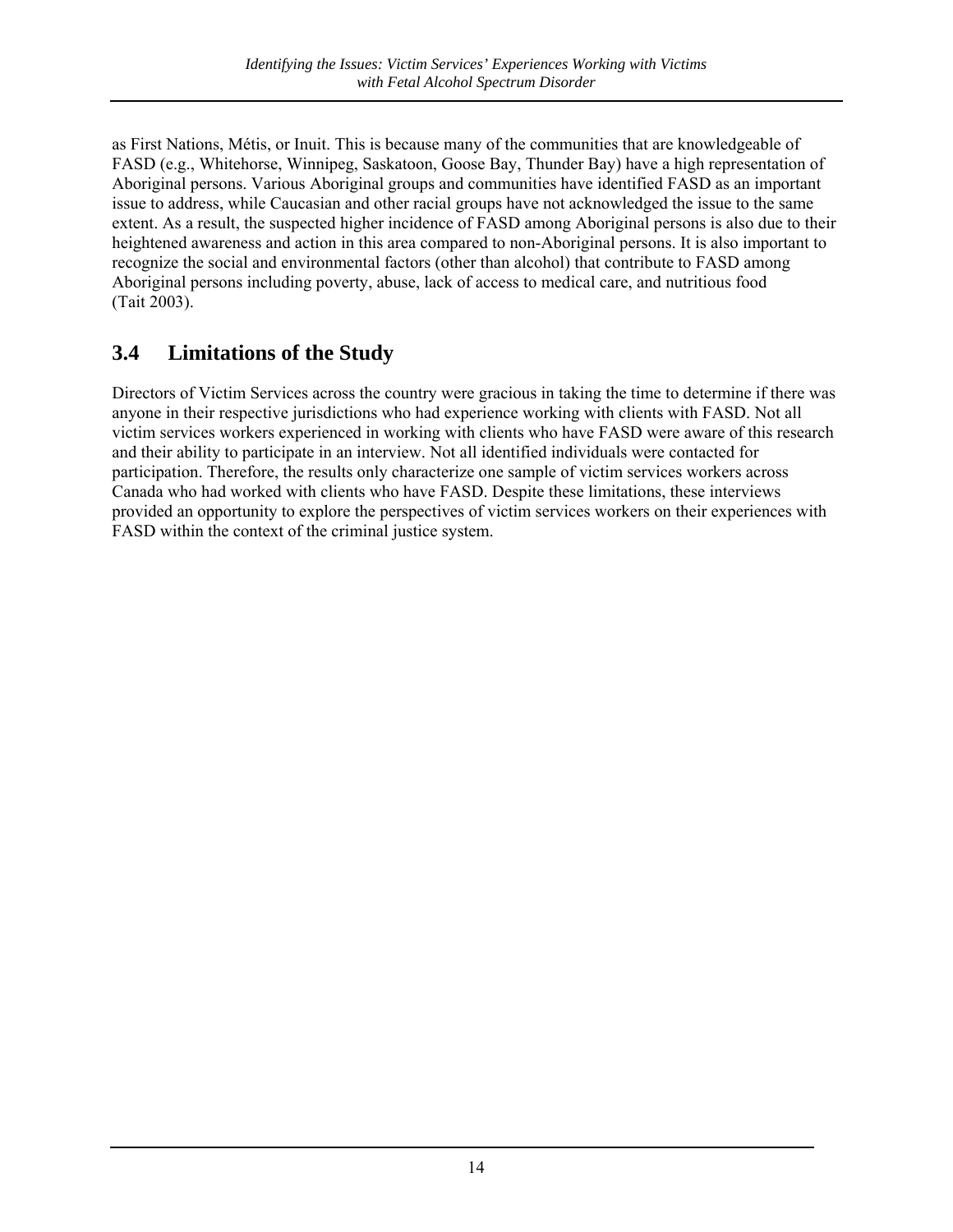as First Nations, Métis, or Inuit. This is because many of the communities that are knowledgeable of FASD (e.g., Whitehorse, Winnipeg, Saskatoon, Goose Bay, Thunder Bay) have a high representation of Aboriginal persons. Various Aboriginal groups and communities have identified FASD as an important issue to address, while Caucasian and other racial groups have not acknowledged the issue to the same extent. As a result, the suspected higher incidence of FASD among Aboriginal persons is also due to their heightened awareness and action in this area compared to non-Aboriginal persons. It is also important to recognize the social and environmental factors (other than alcohol) that contribute to FASD among Aboriginal persons including poverty, abuse, lack of access to medical care, and nutritious food (Tait 2003).

## 3.4 Limitations of the Study

Directors of Victim Services across the country were gracious in taking the time to determine if there was anyone in their respective jurisdictions who had experience working with clients with FASD. Not all victim services workers experienced in working with clients who have FASD were aware of this research and their ability to participate in an interview. Not all identified individuals were contacted for participation. Therefore, the results only characterize one sample of victim services workers across Canada who had worked with clients who have FASD. Despite these limitations, these interviews provided an opportunity to explore the perspectives of victim services workers on their experiences with FASD within the context of the criminal justice system.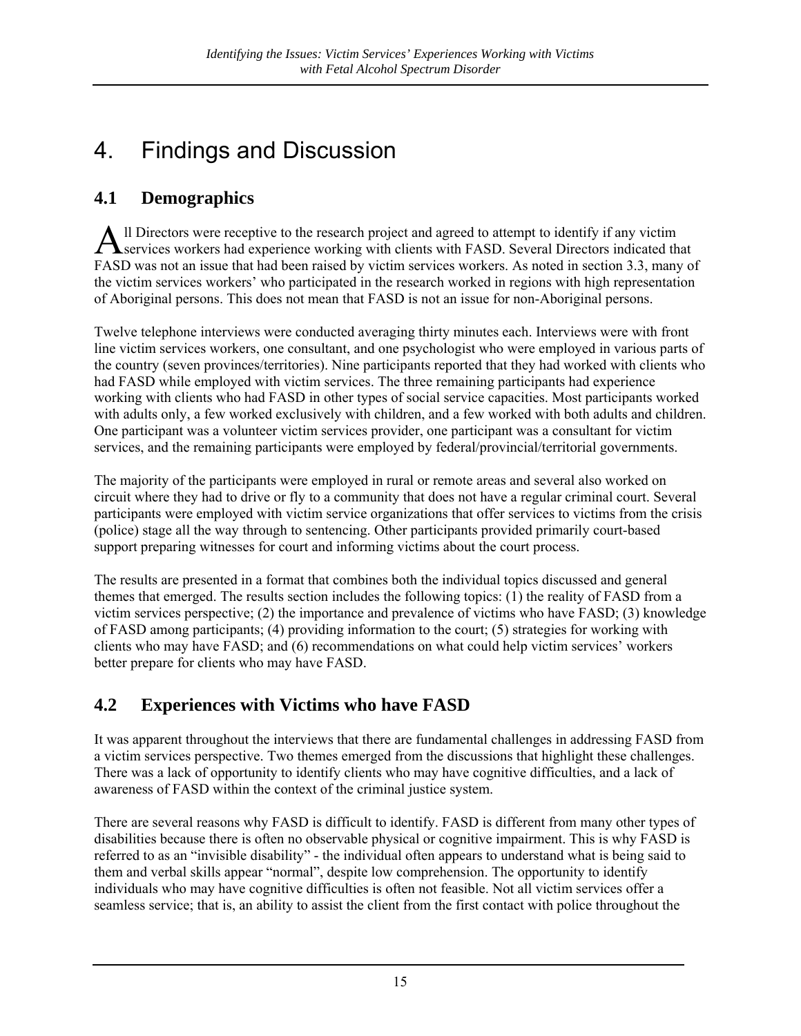# 4. Findings and Discussion

## 4.1 Demographics

All Directors were receptive to the research project and agreed to attempt to identify if any victim services workers had experience working with clients with FASD. Several Directors indicated that FASD was not an issue that had been raised by victim services workers. As noted in section 3.3, many of the victim services workers' who participated in the research worked in regions with high representation of Aboriginal persons. This does not mean that FASD is not an issue for non-Aboriginal persons.

Twelve telephone interviews were conducted averaging thirty minutes each. Interviews were with front line victim services workers, one consultant, and one psychologist who were employed in various parts of the country (seven provinces/territories). Nine participants reported that they had worked with clients who had FASD while employed with victim services. The three remaining participants had experience working with clients who had FASD in other types of social service capacities. Most participants worked with adults only, a few worked exclusively with children, and a few worked with both adults and children. One participant was a volunteer victim services provider, one participant was a consultant for victim services, and the remaining participants were employed by federal/provincial/territorial governments.

The majority of the participants were employed in rural or remote areas and several also worked on circuit where they had to drive or fly to a community that does not have a regular criminal court. Several participants were employed with victim service organizations that offer services to victims from the crisis (police) stage all the way through to sentencing. Other participants provided primarily court-based support preparing witnesses for court and informing victims about the court process.

The results are presented in a format that combines both the individual topics discussed and general themes that emerged. The results section includes the following topics: (1) the reality of FASD from a victim services perspective; (2) the importance and prevalence of victims who have FASD; (3) knowledge of FASD among participants; (4) providing information to the court; (5) strategies for working with clients who may have FASD; and (6) recommendations on what could help victim services' workers better prepare for clients who may have FASD.

## 4.2 Experiences with Victims who have FASD

It was apparent throughout the interviews that there are fundamental challenges in addressing FASD from a victim services perspective. Two themes emerged from the discussions that highlight these challenges. There was a lack of opportunity to identify clients who may have cognitive difficulties, and a lack of awareness of FASD within the context of the criminal justice system.

There are several reasons why FASD is difficult to identify. FASD is different from many other types of disabilities because there is often no observable physical or cognitive impairment. This is why FASD is referred to as an "invisible disability" - the individual often appears to understand what is being said to them and verbal skills appear "normal", despite low comprehension. The opportunity to identify individuals who may have cognitive difficulties is often not feasible. Not all victim services offer a seamless service; that is, an ability to assist the client from the first contact with police throughout the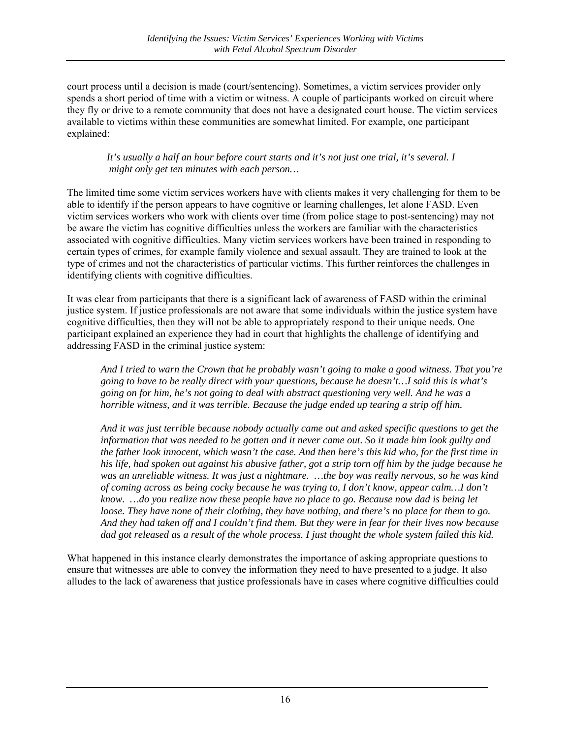court process until a decision is made (court/sentencing). Sometimes, a victim services provider only spends a short period of time with a victim or witness. A couple of participants worked on circuit where they fly or drive to a remote community that does not have a designated court house. The victim services available to victims within these communities are somewhat limited. For example, one participant explained:

> *It's usually a half an hour before court starts and it's not just one trial, it's several. I might only get ten minutes with each person…*

The limited time some victim services workers have with clients makes it very challenging for them to be able to identify if the person appears to have cognitive or learning challenges, let alone FASD. Even victim services workers who work with clients over time (from police stage to post-sentencing) may not be aware the victim has cognitive difficulties unless the workers are familiar with the characteristics associated with cognitive difficulties. Many victim services workers have been trained in responding to certain types of crimes, for example family violence and sexual assault. They are trained to look at the type of crimes and not the characteristics of particular victims. This further reinforces the challenges in identifying clients with cognitive difficulties.

It was clear from participants that there is a significant lack of awareness of FASD within the criminal justice system. If justice professionals are not aware that some individuals within the justice system have cognitive difficulties, then they will not be able to appropriately respond to their unique needs. One participant explained an experience they had in court that highlights the challenge of identifying and addressing FASD in the criminal justice system:

> *And I tried to warn the Crown that he probably wasn't going to make a good witness. That you're going to have to be really direct with your questions, because he doesn't…I said this is what's going on for him, he's not going to deal with abstract questioning very well. And he was a horrible witness, and it was terrible. Because the judge ended up tearing a strip off him.*
>
> *And it was just terrible because nobody actually came out and asked specific questions to get the information that was needed to be gotten and it never came out. So it made him look guilty and the father look innocent, which wasn't the case. And then here's this kid who, for the first time in his life, had spoken out against his abusive father, got a strip torn off him by the judge because he was an unreliable witness. It was just a nightmare. …the boy was really nervous, so he was kind of coming across as being cocky because he was trying to, I don't know, appear calm…I don't know. …do you realize now these people have no place to go. Because now dad is being let loose. They have none of their clothing, they have nothing, and there's no place for them to go. And they had taken off and I couldn't find them. But they were in fear for their lives now because dad got released as a result of the whole process. I just thought the whole system failed this kid.*

What happened in this instance clearly demonstrates the importance of asking appropriate questions to ensure that witnesses are able to convey the information they need to have presented to a judge. It also alludes to the lack of awareness that justice professionals have in cases where cognitive difficulties could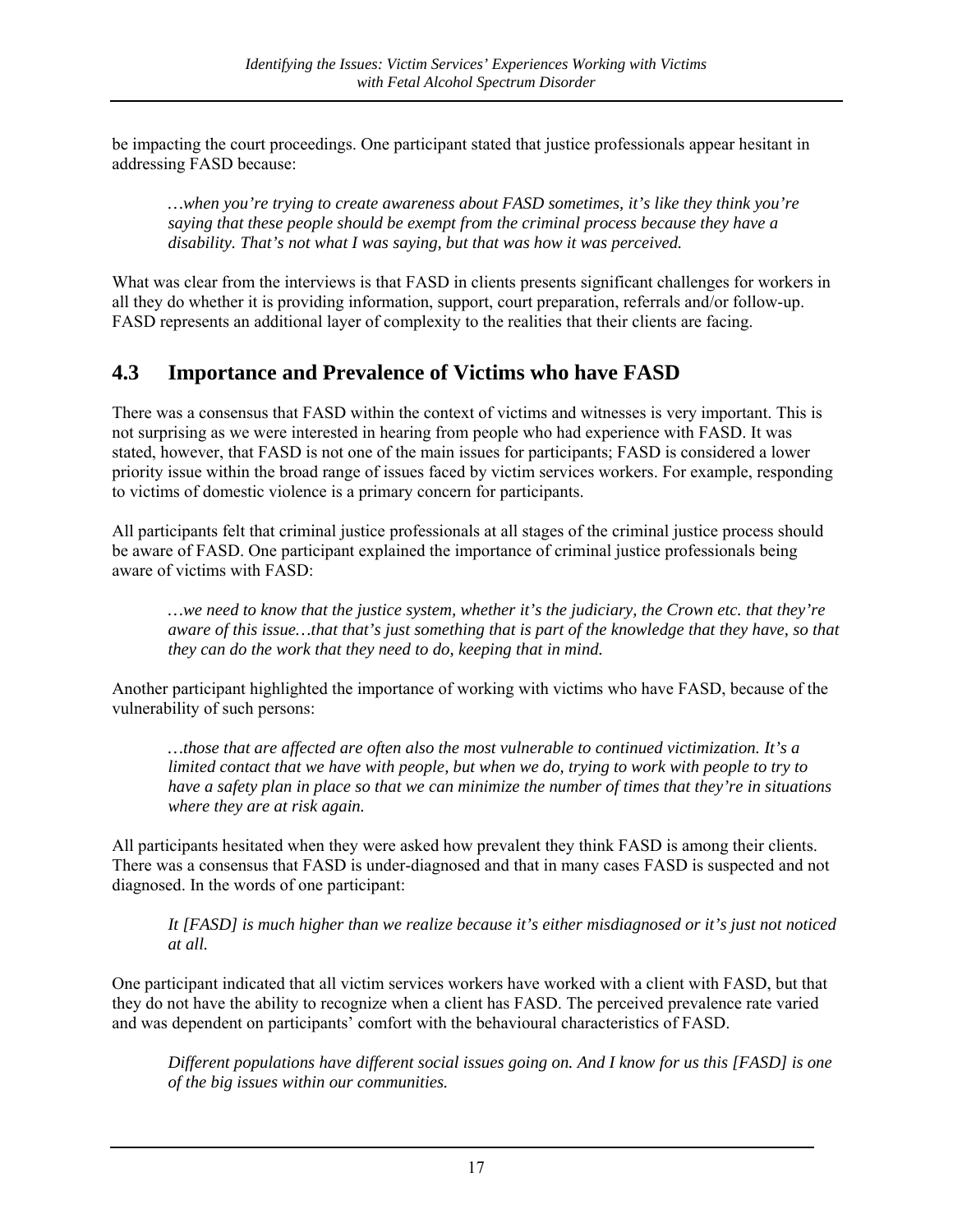be impacting the court proceedings. One participant stated that justice professionals appear hesitant in addressing FASD because:

> *…when you're trying to create awareness about FASD sometimes, it's like they think you're saying that these people should be exempt from the criminal process because they have a disability. That's not what I was saying, but that was how it was perceived.*

What was clear from the interviews is that FASD in clients presents significant challenges for workers in all they do whether it is providing information, support, court preparation, referrals and/or follow-up. FASD represents an additional layer of complexity to the realities that their clients are facing.

## 4.3 Importance and Prevalence of Victims who have FASD

There was a consensus that FASD within the context of victims and witnesses is very important. This is not surprising as we were interested in hearing from people who had experience with FASD. It was stated, however, that FASD is not one of the main issues for participants; FASD is considered a lower priority issue within the broad range of issues faced by victim services workers. For example, responding to victims of domestic violence is a primary concern for participants.

All participants felt that criminal justice professionals at all stages of the criminal justice process should be aware of FASD. One participant explained the importance of criminal justice professionals being aware of victims with FASD:

> *…we need to know that the justice system, whether it's the judiciary, the Crown etc. that they're aware of this issue…that that's just something that is part of the knowledge that they have, so that they can do the work that they need to do, keeping that in mind.*

Another participant highlighted the importance of working with victims who have FASD, because of the vulnerability of such persons:

> *…those that are affected are often also the most vulnerable to continued victimization. It's a limited contact that we have with people, but when we do, trying to work with people to try to have a safety plan in place so that we can minimize the number of times that they're in situations where they are at risk again.*

All participants hesitated when they were asked how prevalent they think FASD is among their clients. There was a consensus that FASD is under-diagnosed and that in many cases FASD is suspected and not diagnosed. In the words of one participant:

> *It [FASD] is much higher than we realize because it's either misdiagnosed or it's just not noticed at all.*

One participant indicated that all victim services workers have worked with a client with FASD, but that they do not have the ability to recognize when a client has FASD. The perceived prevalence rate varied and was dependent on participants' comfort with the behavioural characteristics of FASD.

> *Different populations have different social issues going on. And I know for us this [FASD] is one of the big issues within our communities.*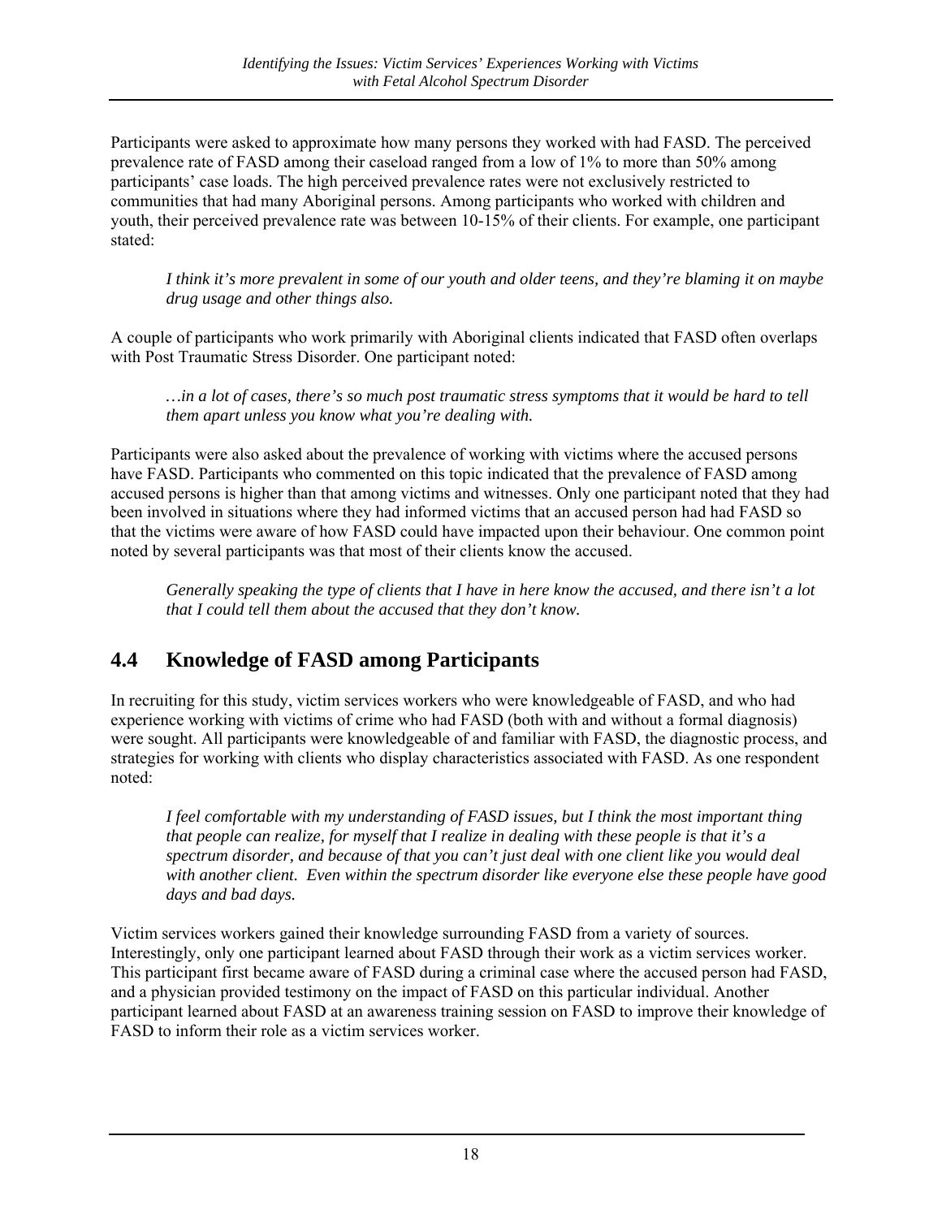Participants were asked to approximate how many persons they worked with had FASD. The perceived prevalence rate of FASD among their caseload ranged from a low of 1% to more than 50% among participants' case loads. The high perceived prevalence rates were not exclusively restricted to communities that had many Aboriginal persons. Among participants who worked with children and youth, their perceived prevalence rate was between 10-15% of their clients. For example, one participant stated:

> *I think it's more prevalent in some of our youth and older teens, and they're blaming it on maybe drug usage and other things also.*

A couple of participants who work primarily with Aboriginal clients indicated that FASD often overlaps with Post Traumatic Stress Disorder. One participant noted:

> *…in a lot of cases, there's so much post traumatic stress symptoms that it would be hard to tell them apart unless you know what you're dealing with.*

Participants were also asked about the prevalence of working with victims where the accused persons have FASD. Participants who commented on this topic indicated that the prevalence of FASD among accused persons is higher than that among victims and witnesses. Only one participant noted that they had been involved in situations where they had informed victims that an accused person had had FASD so that the victims were aware of how FASD could have impacted upon their behaviour. One common point noted by several participants was that most of their clients know the accused.

> *Generally speaking the type of clients that I have in here know the accused, and there isn't a lot that I could tell them about the accused that they don't know.*

## 4.4 Knowledge of FASD among Participants

In recruiting for this study, victim services workers who were knowledgeable of FASD, and who had experience working with victims of crime who had FASD (both with and without a formal diagnosis) were sought. All participants were knowledgeable of and familiar with FASD, the diagnostic process, and strategies for working with clients who display characteristics associated with FASD. As one respondent noted:

> *I feel comfortable with my understanding of FASD issues, but I think the most important thing that people can realize, for myself that I realize in dealing with these people is that it's a spectrum disorder, and because of that you can't just deal with one client like you would deal with another client. Even within the spectrum disorder like everyone else these people have good days and bad days.*

Victim services workers gained their knowledge surrounding FASD from a variety of sources. Interestingly, only one participant learned about FASD through their work as a victim services worker. This participant first became aware of FASD during a criminal case where the accused person had FASD, and a physician provided testimony on the impact of FASD on this particular individual. Another participant learned about FASD at an awareness training session on FASD to improve their knowledge of FASD to inform their role as a victim services worker.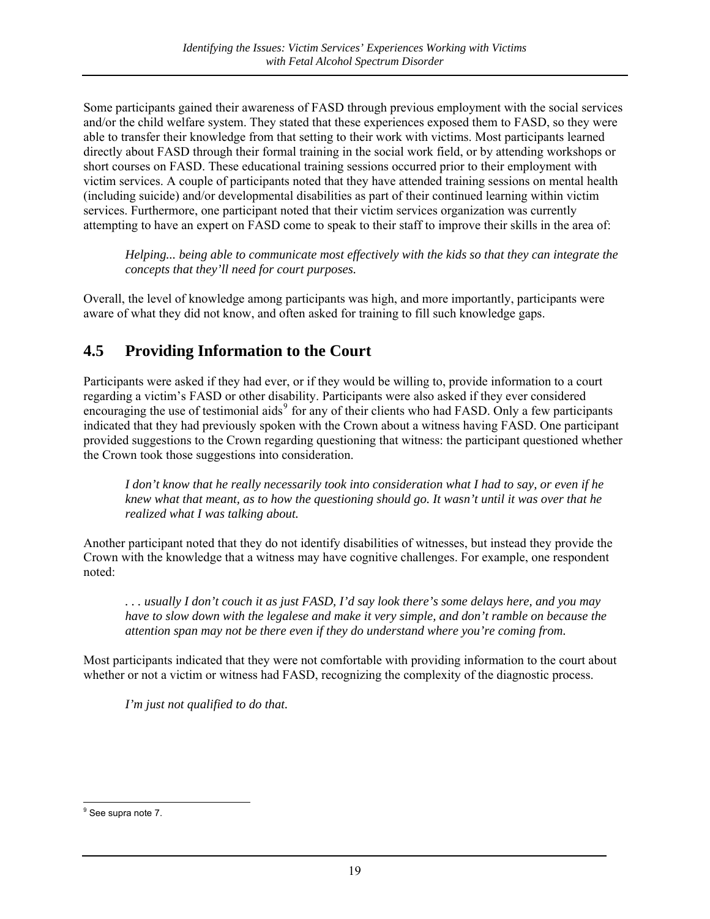Some participants gained their awareness of FASD through previous employment with the social services and/or the child welfare system. They stated that these experiences exposed them to FASD, so they were able to transfer their knowledge from that setting to their work with victims. Most participants learned directly about FASD through their formal training in the social work field, or by attending workshops or short courses on FASD. These educational training sessions occurred prior to their employment with victim services. A couple of participants noted that they have attended training sessions on mental health (including suicide) and/or developmental disabilities as part of their continued learning within victim services. Furthermore, one participant noted that their victim services organization was currently attempting to have an expert on FASD come to speak to their staff to improve their skills in the area of:

> *Helping... being able to communicate most effectively with the kids so that they can integrate the concepts that they'll need for court purposes.*

Overall, the level of knowledge among participants was high, and more importantly, participants were aware of what they did not know, and often asked for training to fill such knowledge gaps.

## 4.5 Providing Information to the Court

Participants were asked if they had ever, or if they would be willing to, provide information to a court regarding a victim's FASD or other disability. Participants were also asked if they ever considered encouraging the use of testimonial aids[9] for any of their clients who had FASD. Only a few participants indicated that they had previously spoken with the Crown about a witness having FASD. One participant provided suggestions to the Crown regarding questioning that witness: the participant questioned whether the Crown took those suggestions into consideration.

> *I don't know that he really necessarily took into consideration what I had to say, or even if he knew what that meant, as to how the questioning should go. It wasn't until it was over that he realized what I was talking about.*

Another participant noted that they do not identify disabilities of witnesses, but instead they provide the Crown with the knowledge that a witness may have cognitive challenges. For example, one respondent noted:

> *. . . usually I don't couch it as just FASD, I'd say look there's some delays here, and you may have to slow down with the legalese and make it very simple, and don't ramble on because the attention span may not be there even if they do understand where you're coming from.*

Most participants indicated that they were not comfortable with providing information to the court about whether or not a victim or witness had FASD, recognizing the complexity of the diagnostic process.

> *I'm just not qualified to do that.*

---

[9] See supra note 7.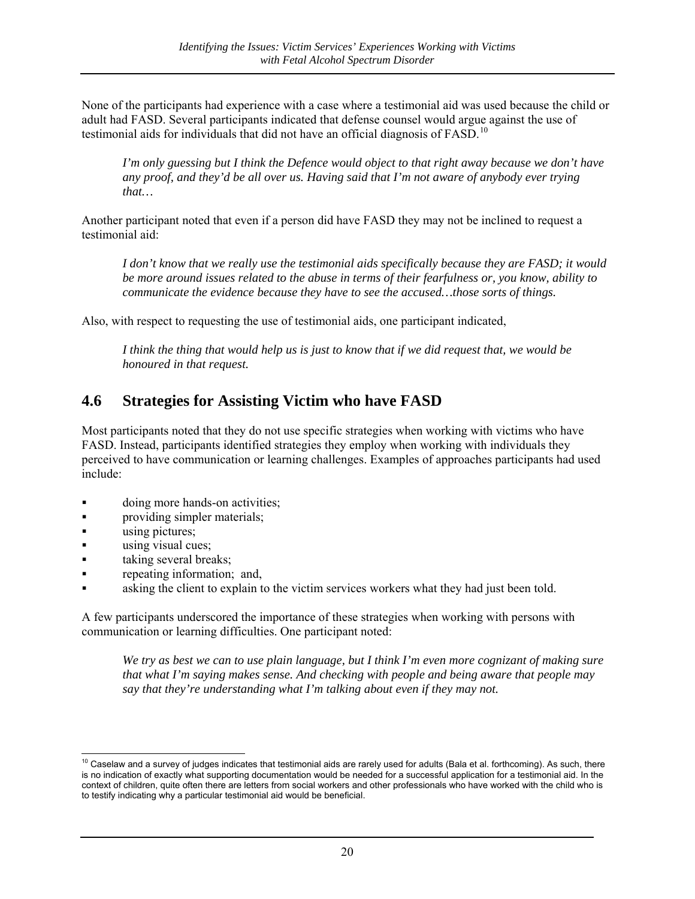None of the participants had experience with a case where a testimonial aid was used because the child or adult had FASD. Several participants indicated that defense counsel would argue against the use of testimonial aids for individuals that did not have an official diagnosis of FASD.[10]

> *I'm only guessing but I think the Defence would object to that right away because we don't have any proof, and they'd be all over us. Having said that I'm not aware of anybody ever trying that…*

Another participant noted that even if a person did have FASD they may not be inclined to request a testimonial aid:

> *I don't know that we really use the testimonial aids specifically because they are FASD; it would be more around issues related to the abuse in terms of their fearfulness or, you know, ability to communicate the evidence because they have to see the accused…those sorts of things.*

Also, with respect to requesting the use of testimonial aids, one participant indicated,

> *I think the thing that would help us is just to know that if we did request that, we would be honoured in that request.*

## 4.6 Strategies for Assisting Victim who have FASD

Most participants noted that they do not use specific strategies when working with victims who have FASD. Instead, participants identified strategies they employ when working with individuals they perceived to have communication or learning challenges. Examples of approaches participants had used include:

- doing more hands-on activities;
- providing simpler materials;
- using pictures;
- using visual cues;
- taking several breaks;
- repeating information; and,
- asking the client to explain to the victim services workers what they had just been told.

A few participants underscored the importance of these strategies when working with persons with communication or learning difficulties. One participant noted:

> *We try as best we can to use plain language, but I think I'm even more cognizant of making sure that what I'm saying makes sense. And checking with people and being aware that people may say that they're understanding what I'm talking about even if they may not.*

---

[10] Caselaw and a survey of judges indicates that testimonial aids are rarely used for adults (Bala et al. forthcoming). As such, there is no indication of exactly what supporting documentation would be needed for a successful application for a testimonial aid. In the context of children, quite often there are letters from social workers and other professionals who have worked with the child who is to testify indicating why a particular testimonial aid would be beneficial.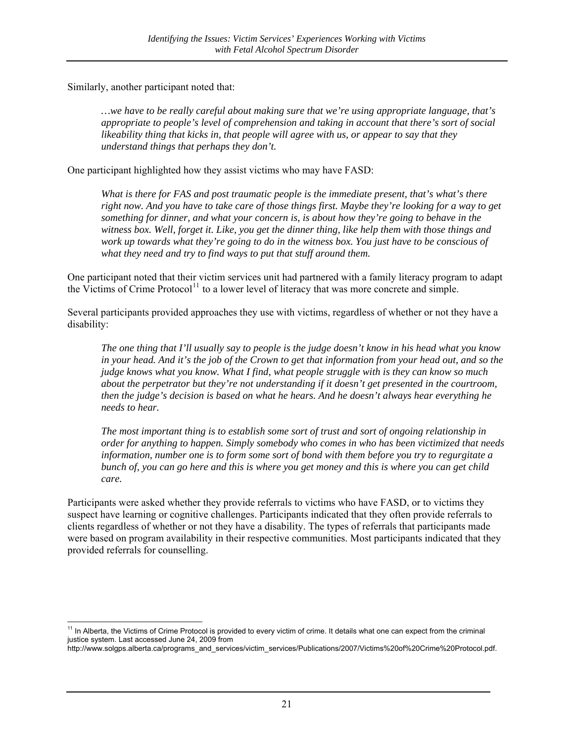Similarly, another participant noted that:

> *…we have to be really careful about making sure that we're using appropriate language, that's appropriate to people's level of comprehension and taking in account that there's sort of social likeability thing that kicks in, that people will agree with us, or appear to say that they understand things that perhaps they don't.*

One participant highlighted how they assist victims who may have FASD:

> *What is there for FAS and post traumatic people is the immediate present, that's what's there right now. And you have to take care of those things first. Maybe they're looking for a way to get something for dinner, and what your concern is, is about how they're going to behave in the witness box. Well, forget it. Like, you get the dinner thing, like help them with those things and work up towards what they're going to do in the witness box. You just have to be conscious of what they need and try to find ways to put that stuff around them.*

One participant noted that their victim services unit had partnered with a family literacy program to adapt the Victims of Crime Protocol[11] to a lower level of literacy that was more concrete and simple.

Several participants provided approaches they use with victims, regardless of whether or not they have a disability:

> *The one thing that I'll usually say to people is the judge doesn't know in his head what you know in your head. And it's the job of the Crown to get that information from your head out, and so the judge knows what you know. What I find, what people struggle with is they can know so much about the perpetrator but they're not understanding if it doesn't get presented in the courtroom, then the judge's decision is based on what he hears. And he doesn't always hear everything he needs to hear.*
>
> *The most important thing is to establish some sort of trust and sort of ongoing relationship in order for anything to happen. Simply somebody who comes in who has been victimized that needs information, number one is to form some sort of bond with them before you try to regurgitate a bunch of, you can go here and this is where you get money and this is where you can get child care.*

Participants were asked whether they provide referrals to victims who have FASD, or to victims they suspect have learning or cognitive challenges. Participants indicated that they often provide referrals to clients regardless of whether or not they have a disability. The types of referrals that participants made were based on program availability in their respective communities. Most participants indicated that they provided referrals for counselling.

---

[11] In Alberta, the Victims of Crime Protocol is provided to every victim of crime. It details what one can expect from the criminal justice system. Last accessed June 24, 2009 from http://www.solgps.alberta.ca/programs_and_services/victim_services/Publications/2007/Victims%20of%20Crime%20Protocol.pdf.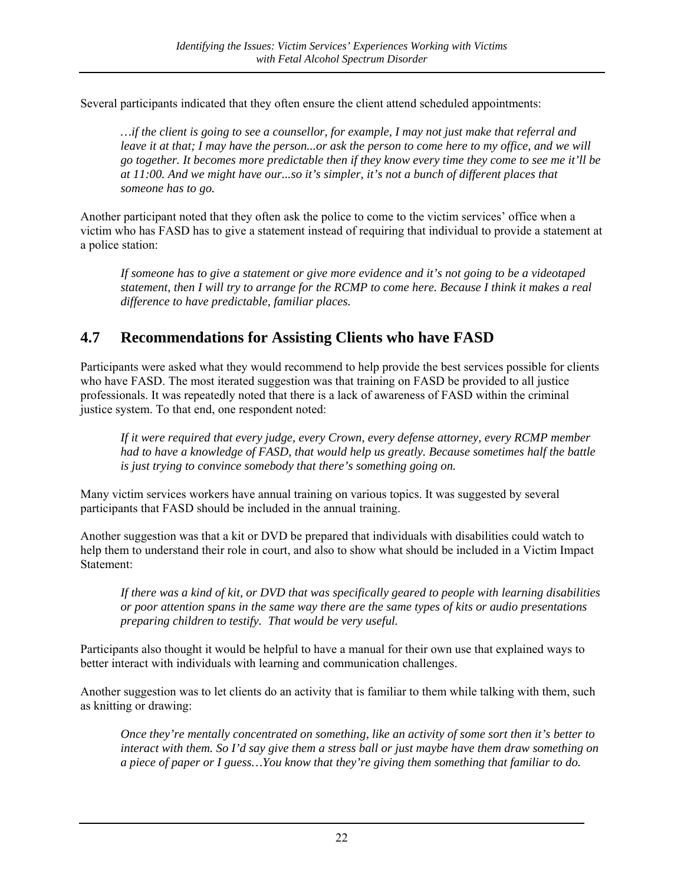Several participants indicated that they often ensure the client attend scheduled appointments:

> *…if the client is going to see a counsellor, for example, I may not just make that referral and leave it at that; I may have the person...or ask the person to come here to my office, and we will go together. It becomes more predictable then if they know every time they come to see me it'll be at 11:00. And we might have our...so it's simpler, it's not a bunch of different places that someone has to go.*

Another participant noted that they often ask the police to come to the victim services' office when a victim who has FASD has to give a statement instead of requiring that individual to provide a statement at a police station:

> *If someone has to give a statement or give more evidence and it's not going to be a videotaped statement, then I will try to arrange for the RCMP to come here. Because I think it makes a real difference to have predictable, familiar places.*

## 4.7 Recommendations for Assisting Clients who have FASD

Participants were asked what they would recommend to help provide the best services possible for clients who have FASD. The most iterated suggestion was that training on FASD be provided to all justice professionals. It was repeatedly noted that there is a lack of awareness of FASD within the criminal justice system. To that end, one respondent noted:

> *If it were required that every judge, every Crown, every defense attorney, every RCMP member had to have a knowledge of FASD, that would help us greatly. Because sometimes half the battle is just trying to convince somebody that there's something going on.*

Many victim services workers have annual training on various topics. It was suggested by several participants that FASD should be included in the annual training.

Another suggestion was that a kit or DVD be prepared that individuals with disabilities could watch to help them to understand their role in court, and also to show what should be included in a Victim Impact Statement:

> *If there was a kind of kit, or DVD that was specifically geared to people with learning disabilities or poor attention spans in the same way there are the same types of kits or audio presentations preparing children to testify. That would be very useful.*

Participants also thought it would be helpful to have a manual for their own use that explained ways to better interact with individuals with learning and communication challenges.

Another suggestion was to let clients do an activity that is familiar to them while talking with them, such as knitting or drawing:

> *Once they're mentally concentrated on something, like an activity of some sort then it's better to interact with them. So I'd say give them a stress ball or just maybe have them draw something on a piece of paper or I guess…You know that they're giving them something that familiar to do.*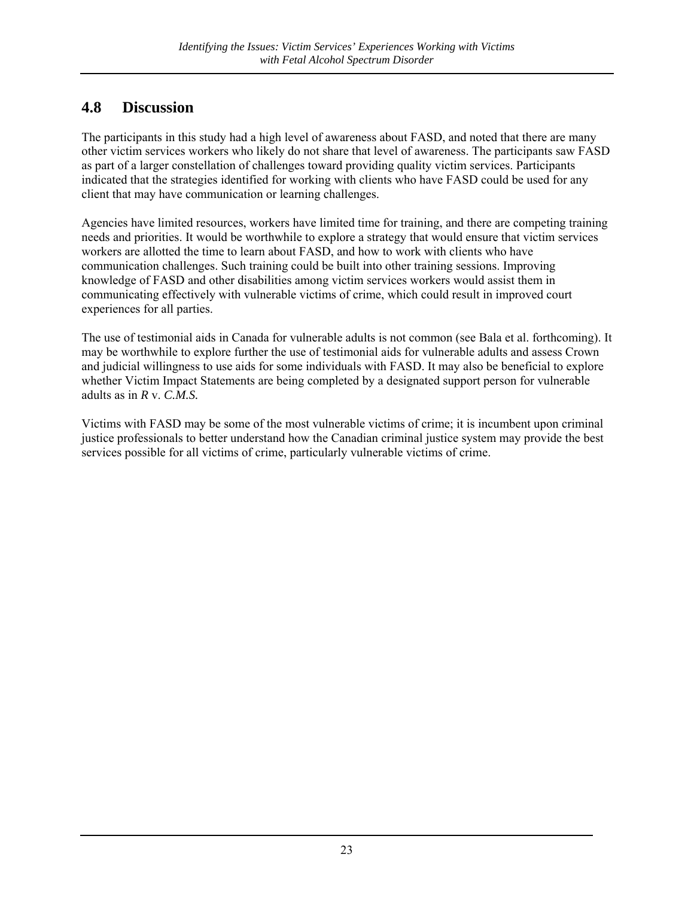## 4.8 Discussion

The participants in this study had a high level of awareness about FASD, and noted that there are many other victim services workers who likely do not share that level of awareness. The participants saw FASD as part of a larger constellation of challenges toward providing quality victim services. Participants indicated that the strategies identified for working with clients who have FASD could be used for any client that may have communication or learning challenges.

Agencies have limited resources, workers have limited time for training, and there are competing training needs and priorities. It would be worthwhile to explore a strategy that would ensure that victim services workers are allotted the time to learn about FASD, and how to work with clients who have communication challenges. Such training could be built into other training sessions. Improving knowledge of FASD and other disabilities among victim services workers would assist them in communicating effectively with vulnerable victims of crime, which could result in improved court experiences for all parties.

The use of testimonial aids in Canada for vulnerable adults is not common (see Bala et al. forthcoming). It may be worthwhile to explore further the use of testimonial aids for vulnerable adults and assess Crown and judicial willingness to use aids for some individuals with FASD. It may also be beneficial to explore whether Victim Impact Statements are being completed by a designated support person for vulnerable adults as in *R* v. *C.M.S.*

Victims with FASD may be some of the most vulnerable victims of crime; it is incumbent upon criminal justice professionals to better understand how the Canadian criminal justice system may provide the best services possible for all victims of crime, particularly vulnerable victims of crime.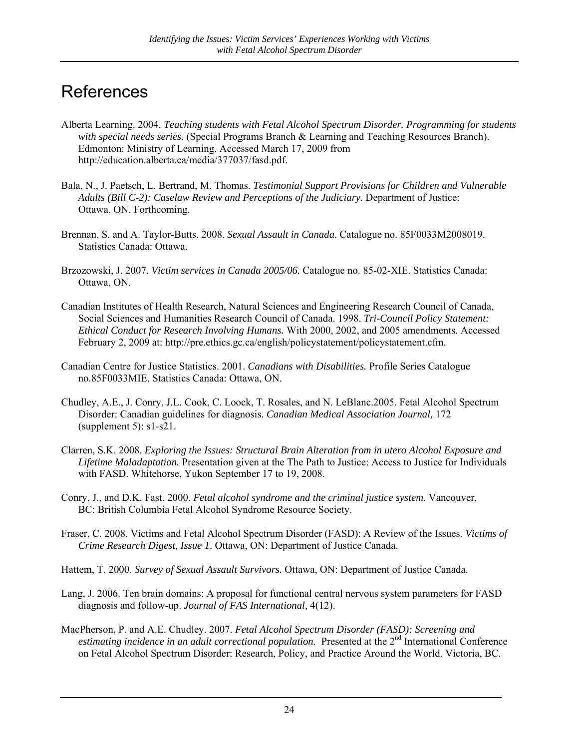# References

Alberta Learning. 2004. *Teaching students with Fetal Alcohol Spectrum Disorder. Programming for students with special needs series.* (Special Programs Branch & Learning and Teaching Resources Branch). Edmonton: Ministry of Learning. Accessed March 17, 2009 from http://education.alberta.ca/media/377037/fasd.pdf.

Bala, N., J. Paetsch, L. Bertrand, M. Thomas. *Testimonial Support Provisions for Children and Vulnerable Adults (Bill C-2): Caselaw Review and Perceptions of the Judiciary.* Department of Justice: Ottawa, ON. Forthcoming.

Brennan, S. and A. Taylor-Butts. 2008. *Sexual Assault in Canada*. Catalogue no. 85F0033M2008019. Statistics Canada: Ottawa.

Brzozowski, J. 2007. *Victim services in Canada 2005/06.* Catalogue no. 85-02-XIE. Statistics Canada: Ottawa, ON.

Canadian Institutes of Health Research, Natural Sciences and Engineering Research Council of Canada, Social Sciences and Humanities Research Council of Canada. 1998. *Tri-Council Policy Statement: Ethical Conduct for Research Involving Humans.* With 2000, 2002, and 2005 amendments. Accessed February 2, 2009 at: http://pre.ethics.gc.ca/english/policystatement/policystatement.cfm.

Canadian Centre for Justice Statistics. 2001. *Canadians with Disabilities.* Profile Series Catalogue no.85F0033MIE. Statistics Canada: Ottawa, ON.

Chudley, A.E., J. Conry, J.L. Cook, C. Loock, T. Rosales, and N. LeBlanc.2005. Fetal Alcohol Spectrum Disorder: Canadian guidelines for diagnosis. *Canadian Medical Association Journal,* 172 (supplement 5): s1-s21.

Clarren, S.K. 2008. *Exploring the Issues: Structural Brain Alteration from in utero Alcohol Exposure and Lifetime Maladaptation.* Presentation given at the The Path to Justice: Access to Justice for Individuals with FASD. Whitehorse, Yukon September 17 to 19, 2008.

Conry, J., and D.K. Fast. 2000. *Fetal alcohol syndrome and the criminal justice system.* Vancouver, BC: British Columbia Fetal Alcohol Syndrome Resource Society.

Fraser, C. 2008. Victims and Fetal Alcohol Spectrum Disorder (FASD): A Review of the Issues. *Victims of Crime Research Digest, Issue 1*. Ottawa, ON: Department of Justice Canada.

Hattem, T. 2000. *Survey of Sexual Assault Survivors.* Ottawa, ON: Department of Justice Canada.

Lang, J. 2006. Ten brain domains: A proposal for functional central nervous system parameters for FASD diagnosis and follow-up. *Journal of FAS International*, 4(12).

MacPherson, P. and A.E. Chudley. 2007. *Fetal Alcohol Spectrum Disorder (FASD): Screening and estimating incidence in an adult correctional population.* Presented at the 2nd International Conference on Fetal Alcohol Spectrum Disorder: Research, Policy, and Practice Around the World. Victoria, BC.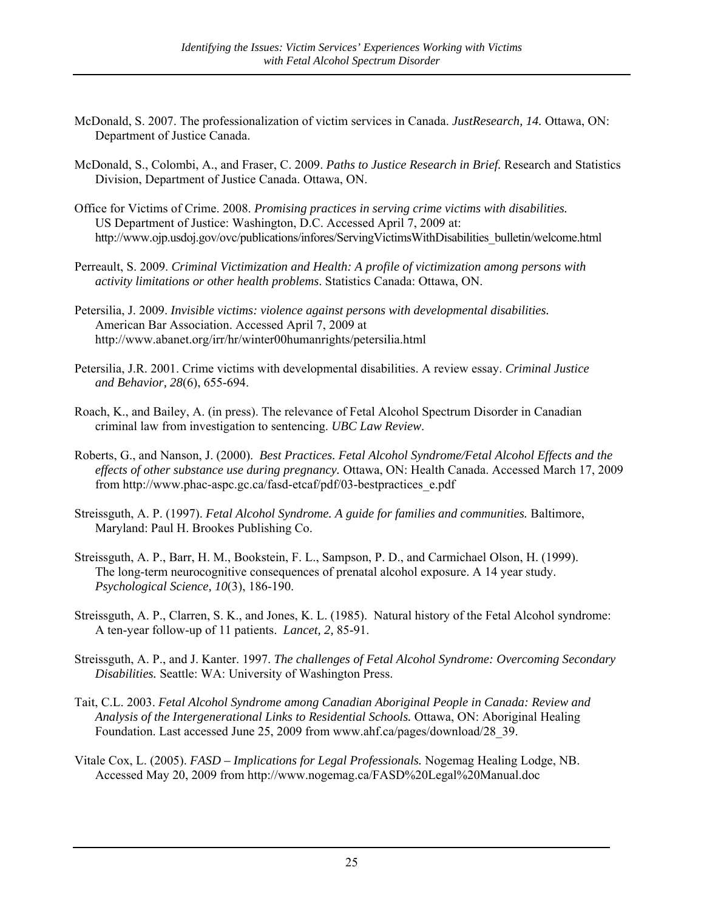McDonald, S. 2007. The professionalization of victim services in Canada. *JustResearch, 14.* Ottawa, ON: Department of Justice Canada.

McDonald, S., Colombi, A., and Fraser, C. 2009. *Paths to Justice Research in Brief.* Research and Statistics Division, Department of Justice Canada. Ottawa, ON.

Office for Victims of Crime. 2008. *Promising practices in serving crime victims with disabilities.* US Department of Justice: Washington, D.C. Accessed April 7, 2009 at: http://www.ojp.usdoj.gov/ovc/publications/infores/ServingVictimsWithDisabilities_bulletin/welcome.html

Perreault, S. 2009. *Criminal Victimization and Health: A profile of victimization among persons with activity limitations or other health problems*. Statistics Canada: Ottawa, ON.

Petersilia, J. 2009. *Invisible victims: violence against persons with developmental disabilities.* American Bar Association. Accessed April 7, 2009 at http://www.abanet.org/irr/hr/winter00humanrights/petersilia.html

Petersilia, J.R. 2001. Crime victims with developmental disabilities. A review essay. *Criminal Justice and Behavior, 28*(6), 655-694.

Roach, K., and Bailey, A. (in press). The relevance of Fetal Alcohol Spectrum Disorder in Canadian criminal law from investigation to sentencing. *UBC Law Review*.

Roberts, G., and Nanson, J. (2000). *Best Practices. Fetal Alcohol Syndrome/Fetal Alcohol Effects and the effects of other substance use during pregnancy.* Ottawa, ON: Health Canada. Accessed March 17, 2009 from http://www.phac-aspc.gc.ca/fasd-etcaf/pdf/03-bestpractices_e.pdf

Streissguth, A. P. (1997). *Fetal Alcohol Syndrome. A guide for families and communities.* Baltimore, Maryland: Paul H. Brookes Publishing Co.

Streissguth, A. P., Barr, H. M., Bookstein, F. L., Sampson, P. D., and Carmichael Olson, H. (1999). The long-term neurocognitive consequences of prenatal alcohol exposure. A 14 year study. *Psychological Science, 10*(3), 186-190.

Streissguth, A. P., Clarren, S. K., and Jones, K. L. (1985). Natural history of the Fetal Alcohol syndrome: A ten-year follow-up of 11 patients. *Lancet, 2,* 85-91.

Streissguth, A. P., and J. Kanter. 1997. *The challenges of Fetal Alcohol Syndrome: Overcoming Secondary Disabilities.* Seattle: WA: University of Washington Press.

Tait, C.L. 2003. *Fetal Alcohol Syndrome among Canadian Aboriginal People in Canada: Review and Analysis of the Intergenerational Links to Residential Schools.* Ottawa, ON: Aboriginal Healing Foundation. Last accessed June 25, 2009 from www.ahf.ca/pages/download/28_39.

Vitale Cox, L. (2005). *FASD – Implications for Legal Professionals.* Nogemag Healing Lodge, NB. Accessed May 20, 2009 from http://www.nogemag.ca/FASD%20Legal%20Manual.doc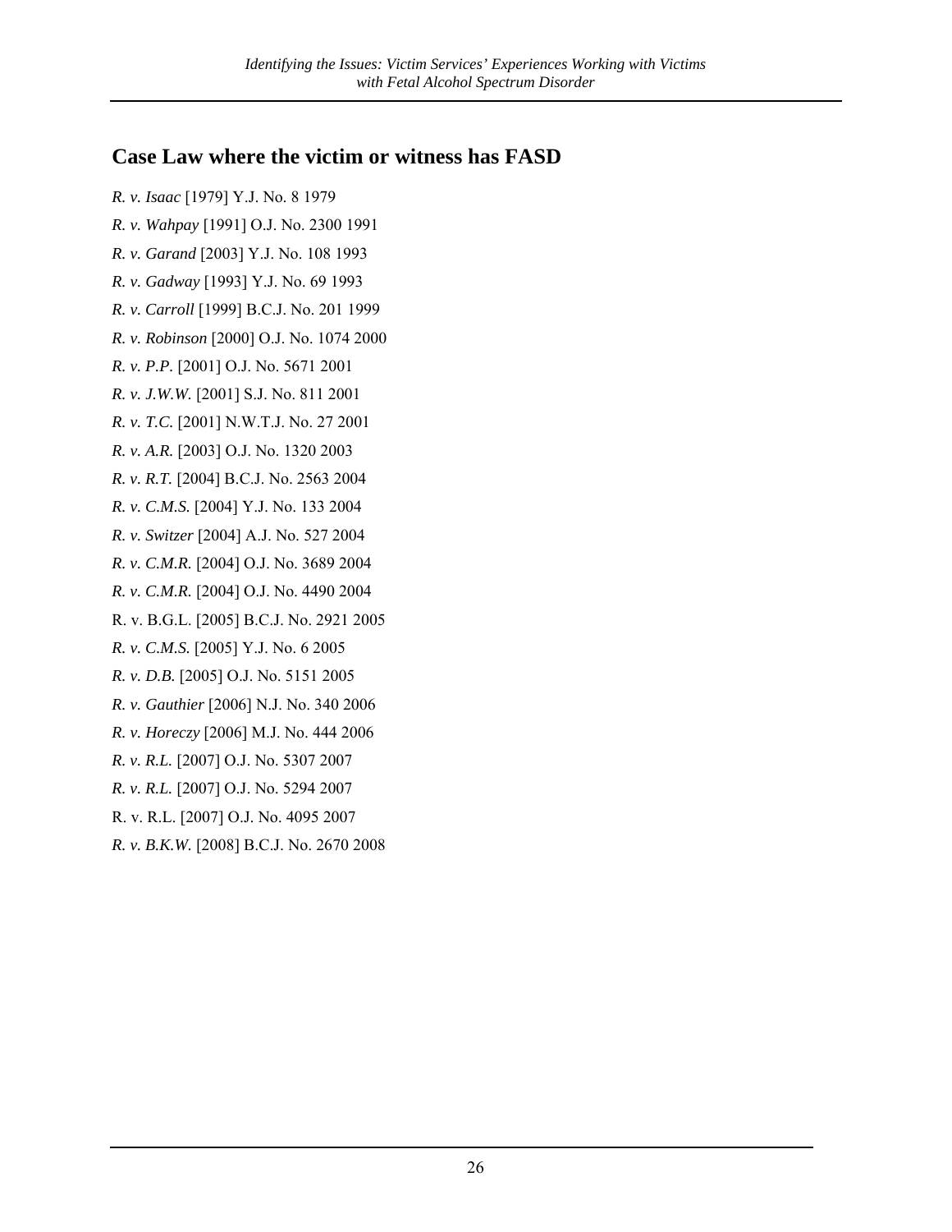## Case Law where the victim or witness has FASD

*R. v. Isaac* [1979] Y.J. No. 8 1979

*R. v. Wahpay* [1991] O.J. No. 2300 1991

*R. v. Garand* [2003] Y.J. No. 108 1993

*R. v. Gadway* [1993] Y.J. No. 69 1993

*R. v. Carroll* [1999] B.C.J. No. 201 1999

*R. v. Robinson* [2000] O.J. No. 1074 2000

*R. v. P.P.* [2001] O.J. No. 5671 2001

*R. v. J.W.W.* [2001] S.J. No. 811 2001

*R. v. T.C.* [2001] N.W.T.J. No. 27 2001

*R. v. A.R.* [2003] O.J. No. 1320 2003

*R. v. R.T.* [2004] B.C.J. No. 2563 2004

*R. v. C.M.S.* [2004] Y.J. No. 133 2004

*R. v. Switzer* [2004] A.J. No. 527 2004

*R. v. C.M.R.* [2004] O.J. No. 3689 2004

*R. v. C.M.R.* [2004] O.J. No. 4490 2004

R. v. B.G.L. [2005] B.C.J. No. 2921 2005

*R. v. C.M.S.* [2005] Y.J. No. 6 2005

*R. v. D.B.* [2005] O.J. No. 5151 2005

*R. v. Gauthier* [2006] N.J. No. 340 2006

*R. v. Horeczy* [2006] M.J. No. 444 2006

*R. v. R.L.* [2007] O.J. No. 5307 2007

*R. v. R.L.* [2007] O.J. No. 5294 2007

R. v. R.L. [2007] O.J. No. 4095 2007

*R. v. B.K.W.* [2008] B.C.J. No. 2670 2008